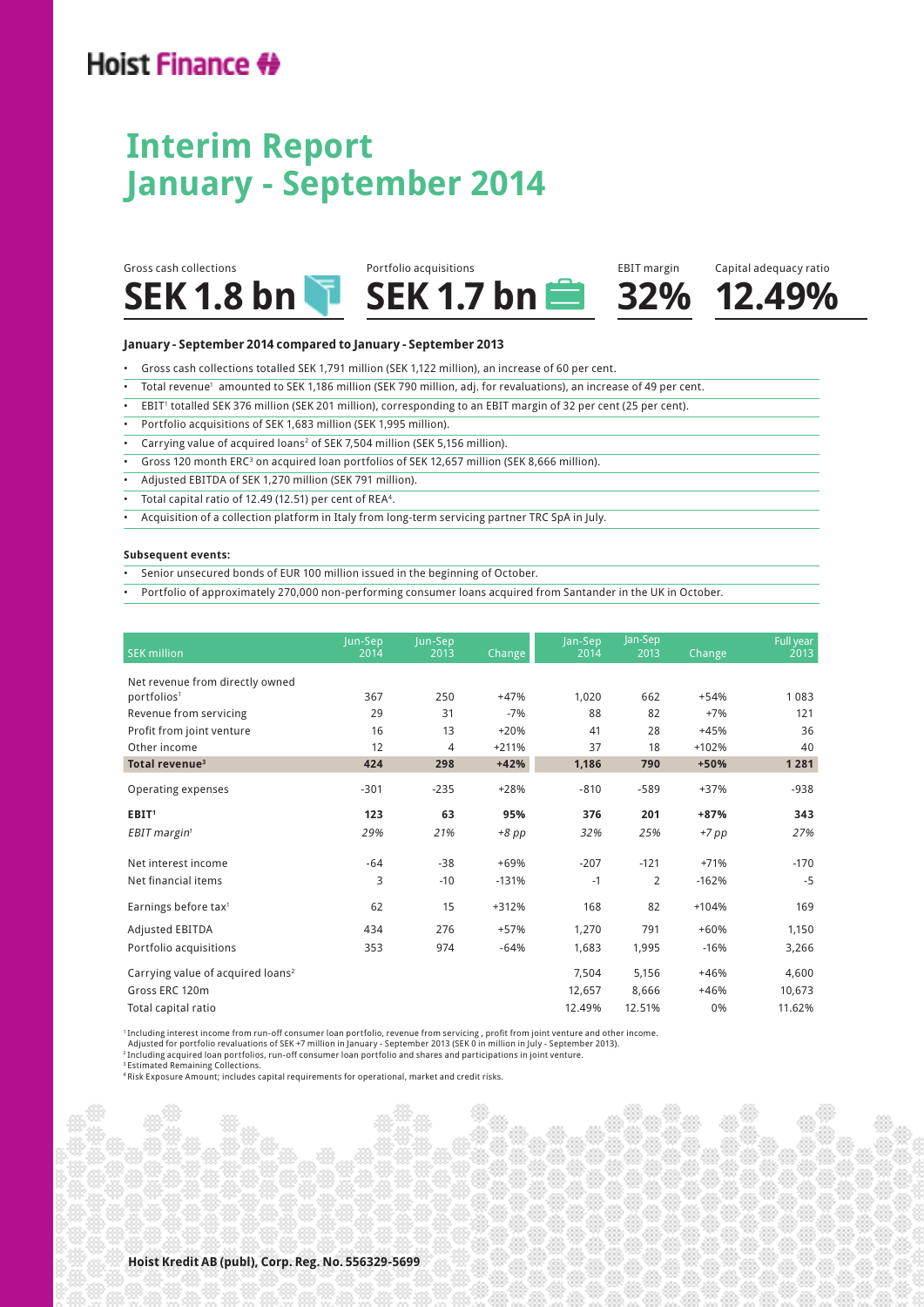Hoist Finance

# Interim Report January - September 2014

Gross cash collections **SEK 1.8 bn**

Portfolio acquisitions **SEK 1.7 bn**

EBIT margin **32%**

Capital adequacy ratio **12.49%**

**January - September 2014 compared to January - September 2013**

- Gross cash collections totalled SEK 1,791 million (SEK 1,122 million), an increase of 60 per cent.
- Total revenue[1] amounted to SEK 1,186 million (SEK 790 million, adj. for revaluations), an increase of 49 per cent.
- EBIT[1] totalled SEK 376 million (SEK 201 million), corresponding to an EBIT margin of 32 per cent (25 per cent).
- Portfolio acquisitions of SEK 1,683 million (SEK 1,995 million).
- Carrying value of acquired loans[2] of SEK 7,504 million (SEK 5,156 million).
- Gross 120 month ERC[3] on acquired loan portfolios of SEK 12,657 million (SEK 8,666 million).
- Adjusted EBITDA of SEK 1,270 million (SEK 791 million).
- Total capital ratio of 12.49 (12.51) per cent of REA[4].
- Acquisition of a collection platform in Italy from long-term servicing partner TRC SpA in July.

**Subsequent events:**

- Senior unsecured bonds of EUR 100 million issued in the beginning of October.
- Portfolio of approximately 270,000 non-performing consumer loans acquired from Santander in the UK in October.

| SEK million | Jun-Sep 2014 | Jun-Sep 2013 | Change | Jan-Sep 2014 | Jan-Sep 2013 | Change | Full year 2013 |
|---|---|---|---|---|---|---|---|
| Net revenue from directly owned portfolios[1] | 367 | 250 | +47% | 1,020 | 662 | +54% | 1 083 |
| Revenue from servicing | 29 | 31 | -7% | 88 | 82 | +7% | 121 |
| Profit from joint venture | 16 | 13 | +20% | 41 | 28 | +45% | 36 |
| Other income | 12 | 4 | +211% | 37 | 18 | +102% | 40 |
| **Total revenue[3]** | **424** | **298** | **+42%** | **1,186** | **790** | **+50%** | **1 281** |
| Operating expenses | -301 | -235 | +28% | -810 | -589 | +37% | -938 |
| **EBIT[1]** | **123** | **63** | **95%** | **376** | **201** | **+87%** | **343** |
| *EBIT margin[1]* | *29%* | *21%* | *+8 pp* | *32%* | *25%* | *+7 pp* | *27%* |
| Net interest income | -64 | -38 | +69% | -207 | -121 | +71% | -170 |
| Net financial items | 3 | -10 | -131% | -1 | 2 | -162% | -5 |
| Earnings before tax[1] | 62 | 15 | +312% | 168 | 82 | +104% | 169 |
| Adjusted EBITDA | 434 | 276 | +57% | 1,270 | 791 | +60% | 1,150 |
| Portfolio acquisitions | 353 | 974 | -64% | 1,683 | 1,995 | -16% | 3,266 |
| Carrying value of acquired loans[2] | | | | 7,504 | 5,156 | +46% | 4,600 |
| Gross ERC 120m | | | | 12,657 | 8,666 | +46% | 10,673 |
| Total capital ratio | | | | 12.49% | 12.51% | 0% | 11.62% |

[1] Including interest income from run-off consumer loan portfolio, revenue from servicing , profit from joint venture and other income. Adjusted for portfolio revaluations of SEK +7 million in January - September 2013 (SEK 0 in million in July - September 2013).
[2] Including acquired loan portfolios, run-off consumer loan portfolio and shares and participations in joint venture.
[3] Estimated Remaining Collections.
[4] Risk Exposure Amount; includes capital requirements for operational, market and credit risks.

**Hoist Kredit AB (publ), Corp. Reg. No. 556329-5699**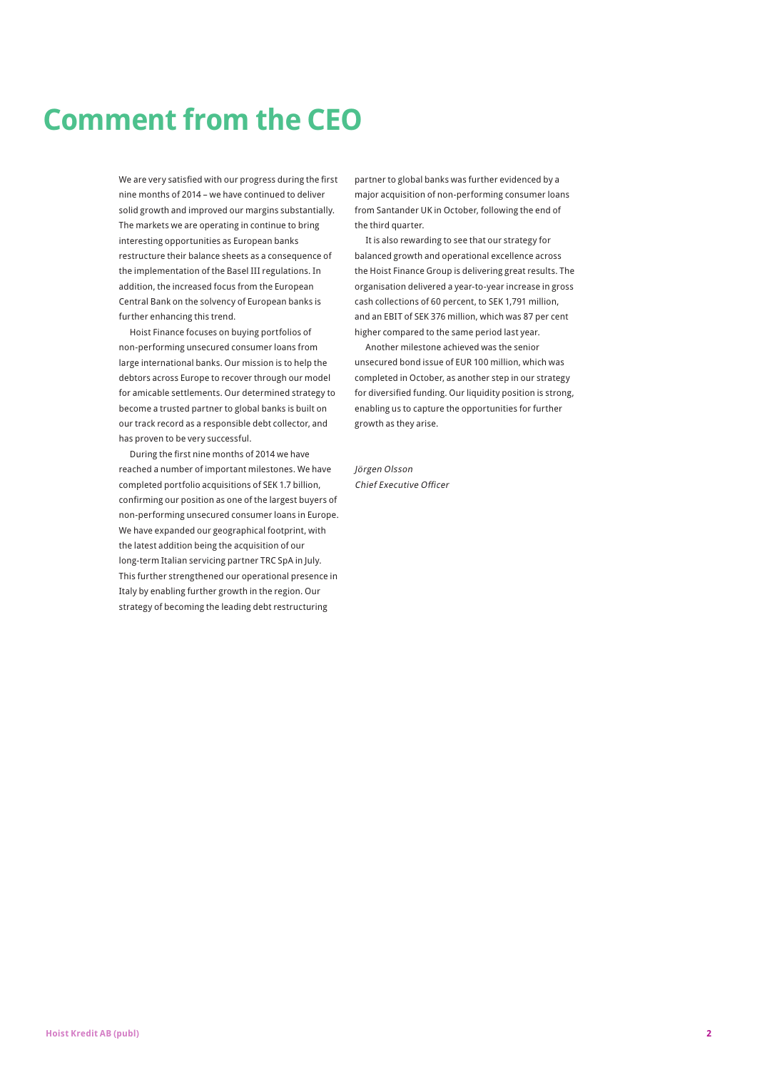# Comment from the CEO

We are very satisfied with our progress during the first nine months of 2014 – we have continued to deliver solid growth and improved our margins substantially. The markets we are operating in continue to bring interesting opportunities as European banks restructure their balance sheets as a consequence of the implementation of the Basel III regulations. In addition, the increased focus from the European Central Bank on the solvency of European banks is further enhancing this trend.

Hoist Finance focuses on buying portfolios of non-performing unsecured consumer loans from large international banks. Our mission is to help the debtors across Europe to recover through our model for amicable settlements. Our determined strategy to become a trusted partner to global banks is built on our track record as a responsible debt collector, and has proven to be very successful.

During the first nine months of 2014 we have reached a number of important milestones. We have completed portfolio acquisitions of SEK 1.7 billion, confirming our position as one of the largest buyers of non-performing unsecured consumer loans in Europe. We have expanded our geographical footprint, with the latest addition being the acquisition of our long-term Italian servicing partner TRC SpA in July. This further strengthened our operational presence in Italy by enabling further growth in the region. Our strategy of becoming the leading debt restructuring partner to global banks was further evidenced by a major acquisition of non-performing consumer loans from Santander UK in October, following the end of the third quarter.

It is also rewarding to see that our strategy for balanced growth and operational excellence across the Hoist Finance Group is delivering great results. The organisation delivered a year-to-year increase in gross cash collections of 60 percent, to SEK 1,791 million, and an EBIT of SEK 376 million, which was 87 per cent higher compared to the same period last year.

Another milestone achieved was the senior unsecured bond issue of EUR 100 million, which was completed in October, as another step in our strategy for diversified funding. Our liquidity position is strong, enabling us to capture the opportunities for further growth as they arise.

*Jörgen Olsson*
*Chief Executive Officer*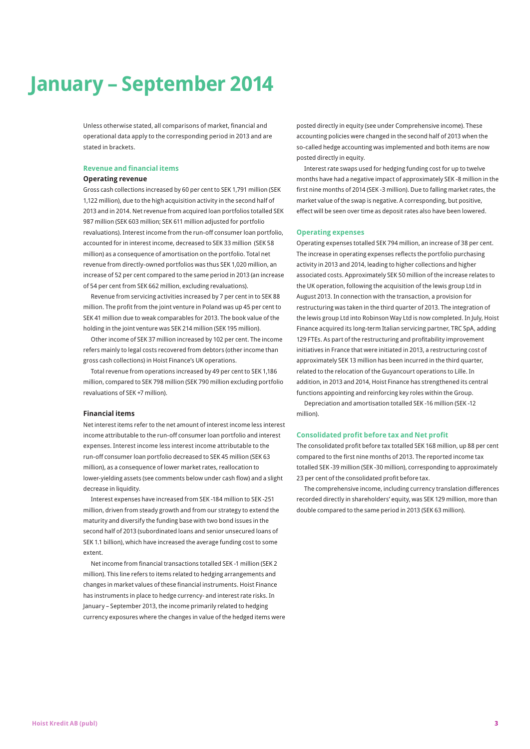# January – September 2014

Unless otherwise stated, all comparisons of market, financial and operational data apply to the corresponding period in 2013 and are stated in brackets.

## Revenue and financial items

### Operating revenue

Gross cash collections increased by 60 per cent to SEK 1,791 million (SEK 1,122 million), due to the high acquisition activity in the second half of 2013 and in 2014. Net revenue from acquired loan portfolios totalled SEK 987 million (SEK 603 million; SEK 611 million adjusted for portfolio revaluations). Interest income from the run-off consumer loan portfolio, accounted for in interest income, decreased to SEK 33 million (SEK 58 million) as a consequence of amortisation on the portfolio. Total net revenue from directly-owned portfolios was thus SEK 1,020 million, an increase of 52 per cent compared to the same period in 2013 (an increase of 54 per cent from SEK 662 million, excluding revaluations).

Revenue from servicing activities increased by 7 per cent in to SEK 88 million. The profit from the joint venture in Poland was up 45 per cent to SEK 41 million due to weak comparables for 2013. The book value of the holding in the joint venture was SEK 214 million (SEK 195 million).

Other income of SEK 37 million increased by 102 per cent. The income refers mainly to legal costs recovered from debtors (other income than gross cash collections) in Hoist Finance's UK operations.

Total revenue from operations increased by 49 per cent to SEK 1,186 million, compared to SEK 798 million (SEK 790 million excluding portfolio revaluations of SEK +7 million).

### Financial items

Net interest items refer to the net amount of interest income less interest income attributable to the run-off consumer loan portfolio and interest expenses. Interest income less interest income attributable to the run-off consumer loan portfolio decreased to SEK 45 million (SEK 63 million), as a consequence of lower market rates, reallocation to lower-yielding assets (see comments below under cash flow) and a slight decrease in liquidity.

Interest expenses have increased from SEK -184 million to SEK -251 million, driven from steady growth and from our strategy to extend the maturity and diversify the funding base with two bond issues in the second half of 2013 (subordinated loans and senior unsecured loans of SEK 1.1 billion), which have increased the average funding cost to some extent.

Net income from financial transactions totalled SEK -1 million (SEK 2 million). This line refers to items related to hedging arrangements and changes in market values of these financial instruments. Hoist Finance has instruments in place to hedge currency- and interest rate risks. In January – September 2013, the income primarily related to hedging currency exposures where the changes in value of the hedged items were posted directly in equity (see under Comprehensive income). These accounting policies were changed in the second half of 2013 when the so-called hedge accounting was implemented and both items are now posted directly in equity.

Interest rate swaps used for hedging funding cost for up to twelve months have had a negative impact of approximately SEK -8 million in the first nine months of 2014 (SEK -3 million). Due to falling market rates, the market value of the swap is negative. A corresponding, but positive, effect will be seen over time as deposit rates also have been lowered.

## Operating expenses

Operating expenses totalled SEK 794 million, an increase of 38 per cent. The increase in operating expenses reflects the portfolio purchasing activity in 2013 and 2014, leading to higher collections and higher associated costs. Approximately SEK 50 million of the increase relates to the UK operation, following the acquisition of the lewis group Ltd in August 2013. In connection with the transaction, a provision for restructuring was taken in the third quarter of 2013. The integration of the lewis group Ltd into Robinson Way Ltd is now completed. In July, Hoist Finance acquired its long-term Italian servicing partner, TRC SpA, adding 129 FTEs. As part of the restructuring and profitability improvement initiatives in France that were initiated in 2013, a restructuring cost of approximately SEK 13 million has been incurred in the third quarter, related to the relocation of the Guyancourt operations to Lille. In addition, in 2013 and 2014, Hoist Finance has strengthened its central functions appointing and reinforcing key roles within the Group.

Depreciation and amortisation totalled SEK -16 million (SEK -12 million).

## Consolidated profit before tax and Net profit

The consolidated profit before tax totalled SEK 168 million, up 88 per cent compared to the first nine months of 2013. The reported income tax totalled SEK -39 million (SEK -30 million), corresponding to approximately 23 per cent of the consolidated profit before tax.

The comprehensive income, including currency translation differences recorded directly in shareholders' equity, was SEK 129 million, more than double compared to the same period in 2013 (SEK 63 million).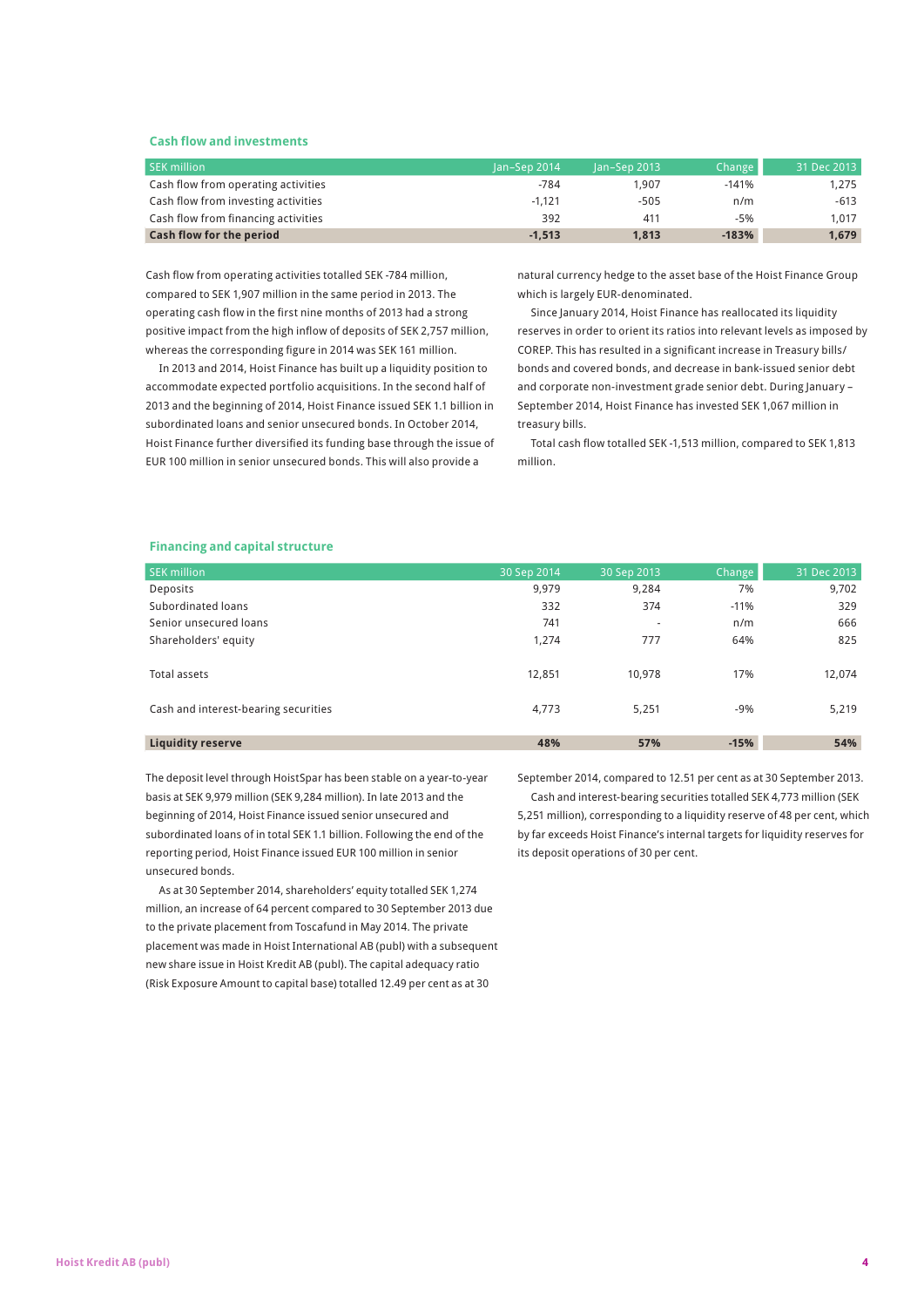## Cash flow and investments

| SEK million | Jan–Sep 2014 | Jan–Sep 2013 | Change | 31 Dec 2013 |
|---|---|---|---|---|
| Cash flow from operating activities | -784 | 1,907 | -141% | 1,275 |
| Cash flow from investing activities | -1,121 | -505 | n/m | -613 |
| Cash flow from financing activities | 392 | 411 | -5% | 1,017 |
| **Cash flow for the period** | **-1,513** | **1,813** | **-183%** | **1,679** |

Cash flow from operating activities totalled SEK -784 million, compared to SEK 1,907 million in the same period in 2013. The operating cash flow in the first nine months of 2013 had a strong positive impact from the high inflow of deposits of SEK 2,757 million, whereas the corresponding figure in 2014 was SEK 161 million.

In 2013 and 2014, Hoist Finance has built up a liquidity position to accommodate expected portfolio acquisitions. In the second half of 2013 and the beginning of 2014, Hoist Finance issued SEK 1.1 billion in subordinated loans and senior unsecured bonds. In October 2014, Hoist Finance further diversified its funding base through the issue of EUR 100 million in senior unsecured bonds. This will also provide a natural currency hedge to the asset base of the Hoist Finance Group which is largely EUR-denominated.

Since January 2014, Hoist Finance has reallocated its liquidity reserves in order to orient its ratios into relevant levels as imposed by COREP. This has resulted in a significant increase in Treasury bills/bonds and covered bonds, and decrease in bank-issued senior debt and corporate non-investment grade senior debt. During January – September 2014, Hoist Finance has invested SEK 1,067 million in treasury bills.

Total cash flow totalled SEK -1,513 million, compared to SEK 1,813 million.

## Financing and capital structure

| SEK million | 30 Sep 2014 | 30 Sep 2013 | Change | 31 Dec 2013 |
|---|---|---|---|---|
| Deposits | 9,979 | 9,284 | 7% | 9,702 |
| Subordinated loans | 332 | 374 | -11% | 329 |
| Senior unsecured loans | 741 | - | n/m | 666 |
| Shareholders' equity | 1,274 | 777 | 64% | 825 |
| Total assets | 12,851 | 10,978 | 17% | 12,074 |
| Cash and interest-bearing securities | 4,773 | 5,251 | -9% | 5,219 |
| **Liquidity reserve** | **48%** | **57%** | **-15%** | **54%** |

The deposit level through HoistSpar has been stable on a year-to-year basis at SEK 9,979 million (SEK 9,284 million). In late 2013 and the beginning of 2014, Hoist Finance issued senior unsecured and subordinated loans of in total SEK 1.1 billion. Following the end of the reporting period, Hoist Finance issued EUR 100 million in senior unsecured bonds.

As at 30 September 2014, shareholders' equity totalled SEK 1,274 million, an increase of 64 percent compared to 30 September 2013 due to the private placement from Toscafund in May 2014. The private placement was made in Hoist International AB (publ) with a subsequent new share issue in Hoist Kredit AB (publ). The capital adequacy ratio (Risk Exposure Amount to capital base) totalled 12.49 per cent as at 30 September 2014, compared to 12.51 per cent as at 30 September 2013.

Cash and interest-bearing securities totalled SEK 4,773 million (SEK 5,251 million), corresponding to a liquidity reserve of 48 per cent, which by far exceeds Hoist Finance's internal targets for liquidity reserves for its deposit operations of 30 per cent.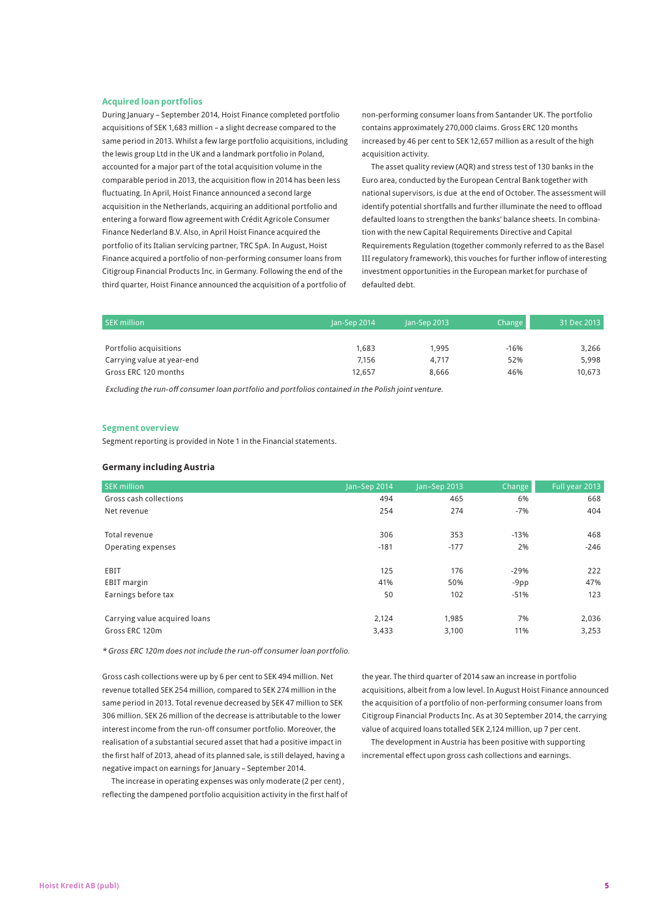## Acquired loan portfolios

During January – September 2014, Hoist Finance completed portfolio acquisitions of SEK 1,683 million – a slight decrease compared to the same period in 2013. Whilst a few large portfolio acquisitions, including the lewis group Ltd in the UK and a landmark portfolio in Poland, accounted for a major part of the total acquisition volume in the comparable period in 2013, the acquisition flow in 2014 has been less fluctuating. In April, Hoist Finance announced a second large acquisition in the Netherlands, acquiring an additional portfolio and entering a forward flow agreement with Crédit Agricole Consumer Finance Nederland B.V. Also, in April Hoist Finance acquired the portfolio of its Italian servicing partner, TRC SpA. In August, Hoist Finance acquired a portfolio of non-performing consumer loans from Citigroup Financial Products Inc. in Germany. Following the end of the third quarter, Hoist Finance announced the acquisition of a portfolio of non-performing consumer loans from Santander UK. The portfolio contains approximately 270,000 claims. Gross ERC 120 months increased by 46 per cent to SEK 12,657 million as a result of the high acquisition activity.

The asset quality review (AQR) and stress test of 130 banks in the Euro area, conducted by the European Central Bank together with national supervisors, is due at the end of October. The assessment will identify potential shortfalls and further illuminate the need to offload defaulted loans to strengthen the banks' balance sheets. In combination with the new Capital Requirements Directive and Capital Requirements Regulation (together commonly referred to as the Basel III regulatory framework), this vouches for further inflow of interesting investment opportunities in the European market for purchase of defaulted debt.

| SEK million | Jan-Sep 2014 | Jan-Sep 2013 | Change | 31 Dec 2013 |
|---|---|---|---|---|
| Portfolio acquisitions | 1,683 | 1,995 | -16% | 3,266 |
| Carrying value at year-end | 7,156 | 4,717 | 52% | 5,998 |
| Gross ERC 120 months | 12,657 | 8,666 | 46% | 10,673 |

*Excluding the run-off consumer loan portfolio and portfolios contained in the Polish joint venture.*

## Segment overview

Segment reporting is provided in Note 1 in the Financial statements.

### Germany including Austria

| SEK million | Jan–Sep 2014 | Jan–Sep 2013 | Change | Full year 2013 |
|---|---|---|---|---|
| Gross cash collections | 494 | 465 | 6% | 668 |
| Net revenue | 254 | 274 | -7% | 404 |
| Total revenue | 306 | 353 | -13% | 468 |
| Operating expenses | -181 | -177 | 2% | -246 |
| EBIT | 125 | 176 | -29% | 222 |
| EBIT margin | 41% | 50% | -9pp | 47% |
| Earnings before tax | 50 | 102 | -51% | 123 |
| Carrying value acquired loans | 2,124 | 1,985 | 7% | 2,036 |
| Gross ERC 120m | 3,433 | 3,100 | 11% | 3,253 |

*\* Gross ERC 120m does not include the run-off consumer loan portfolio.*

Gross cash collections were up by 6 per cent to SEK 494 million. Net revenue totalled SEK 254 million, compared to SEK 274 million in the same period in 2013. Total revenue decreased by SEK 47 million to SEK 306 million. SEK 26 million of the decrease is attributable to the lower interest income from the run-off consumer portfolio. Moreover, the realisation of a substantial secured asset that had a positive impact in the first half of 2013, ahead of its planned sale, is still delayed, having a negative impact on earnings for January – September 2014.

The increase in operating expenses was only moderate (2 per cent), reflecting the dampened portfolio acquisition activity in the first half of the year. The third quarter of 2014 saw an increase in portfolio acquisitions, albeit from a low level. In August Hoist Finance announced the acquisition of a portfolio of non-performing consumer loans from Citigroup Financial Products Inc. As at 30 September 2014, the carrying value of acquired loans totalled SEK 2,124 million, up 7 per cent.

The development in Austria has been positive with supporting incremental effect upon gross cash collections and earnings.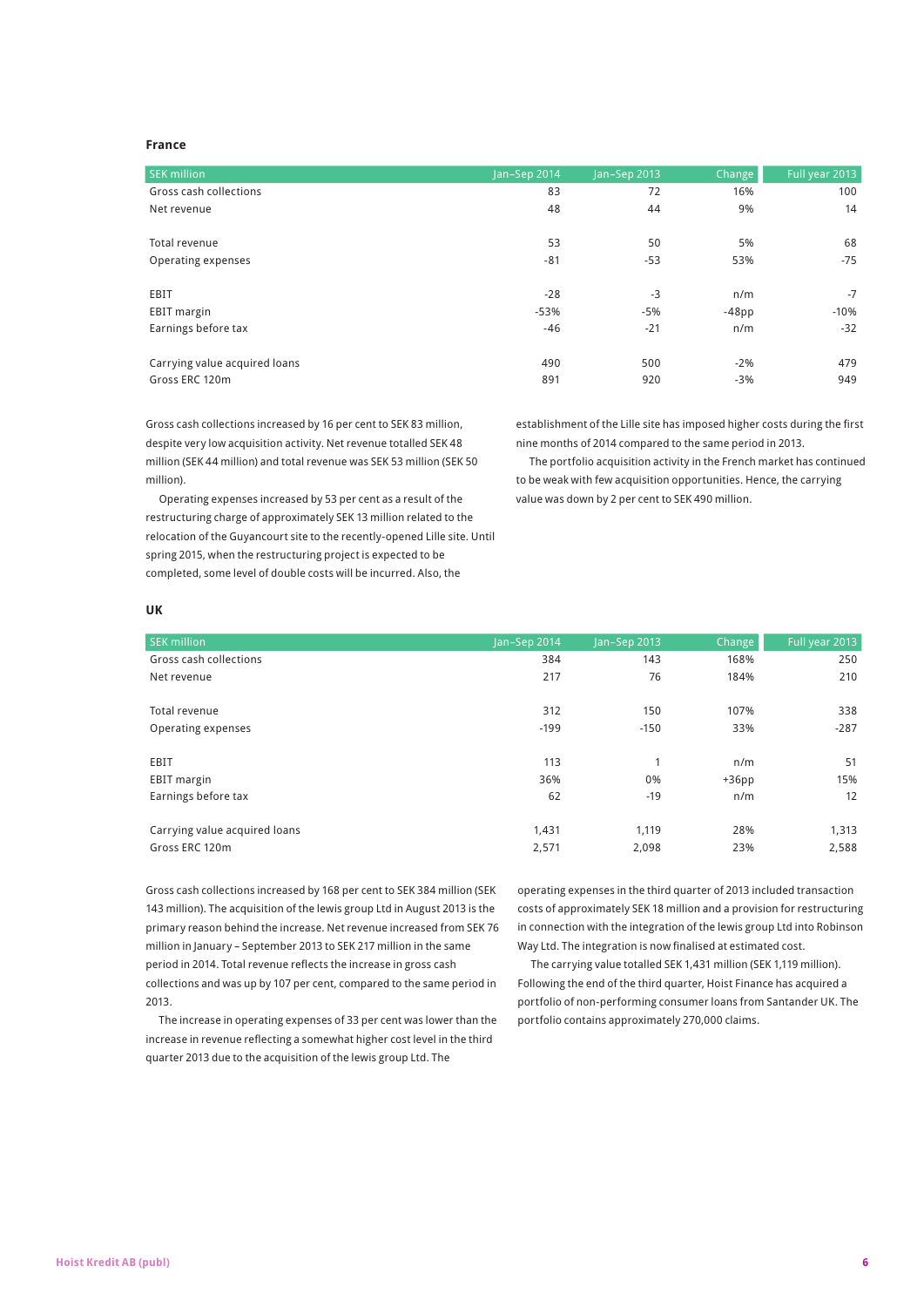### France

| SEK million | Jan–Sep 2014 | Jan–Sep 2013 | Change | Full year 2013 |
|---|---|---|---|---|
| Gross cash collections | 83 | 72 | 16% | 100 |
| Net revenue | 48 | 44 | 9% | 14 |
| | | | | |
| Total revenue | 53 | 50 | 5% | 68 |
| Operating expenses | -81 | -53 | 53% | -75 |
| | | | | |
| EBIT | -28 | -3 | n/m | -7 |
| EBIT margin | -53% | -5% | -48pp | -10% |
| Earnings before tax | -46 | -21 | n/m | -32 |
| | | | | |
| Carrying value acquired loans | 490 | 500 | -2% | 479 |
| Gross ERC 120m | 891 | 920 | -3% | 949 |

Gross cash collections increased by 16 per cent to SEK 83 million, despite very low acquisition activity. Net revenue totalled SEK 48 million (SEK 44 million) and total revenue was SEK 53 million (SEK 50 million).

Operating expenses increased by 53 per cent as a result of the restructuring charge of approximately SEK 13 million related to the relocation of the Guyancourt site to the recently-opened Lille site. Until spring 2015, when the restructuring project is expected to be completed, some level of double costs will be incurred. Also, the establishment of the Lille site has imposed higher costs during the first nine months of 2014 compared to the same period in 2013.

The portfolio acquisition activity in the French market has continued to be weak with few acquisition opportunities. Hence, the carrying value was down by 2 per cent to SEK 490 million.

### UK

| SEK million | Jan–Sep 2014 | Jan–Sep 2013 | Change | Full year 2013 |
|---|---|---|---|---|
| Gross cash collections | 384 | 143 | 168% | 250 |
| Net revenue | 217 | 76 | 184% | 210 |
| | | | | |
| Total revenue | 312 | 150 | 107% | 338 |
| Operating expenses | -199 | -150 | 33% | -287 |
| | | | | |
| EBIT | 113 | 1 | n/m | 51 |
| EBIT margin | 36% | 0% | +36pp | 15% |
| Earnings before tax | 62 | -19 | n/m | 12 |
| | | | | |
| Carrying value acquired loans | 1,431 | 1,119 | 28% | 1,313 |
| Gross ERC 120m | 2,571 | 2,098 | 23% | 2,588 |

Gross cash collections increased by 168 per cent to SEK 384 million (SEK 143 million). The acquisition of the lewis group Ltd in August 2013 is the primary reason behind the increase. Net revenue increased from SEK 76 million in January – September 2013 to SEK 217 million in the same period in 2014. Total revenue reflects the increase in gross cash collections and was up by 107 per cent, compared to the same period in 2013.

The increase in operating expenses of 33 per cent was lower than the increase in revenue reflecting a somewhat higher cost level in the third quarter 2013 due to the acquisition of the lewis group Ltd. The operating expenses in the third quarter of 2013 included transaction costs of approximately SEK 18 million and a provision for restructuring in connection with the integration of the lewis group Ltd into Robinson Way Ltd. The integration is now finalised at estimated cost.

The carrying value totalled SEK 1,431 million (SEK 1,119 million). Following the end of the third quarter, Hoist Finance has acquired a portfolio of non-performing consumer loans from Santander UK. The portfolio contains approximately 270,000 claims.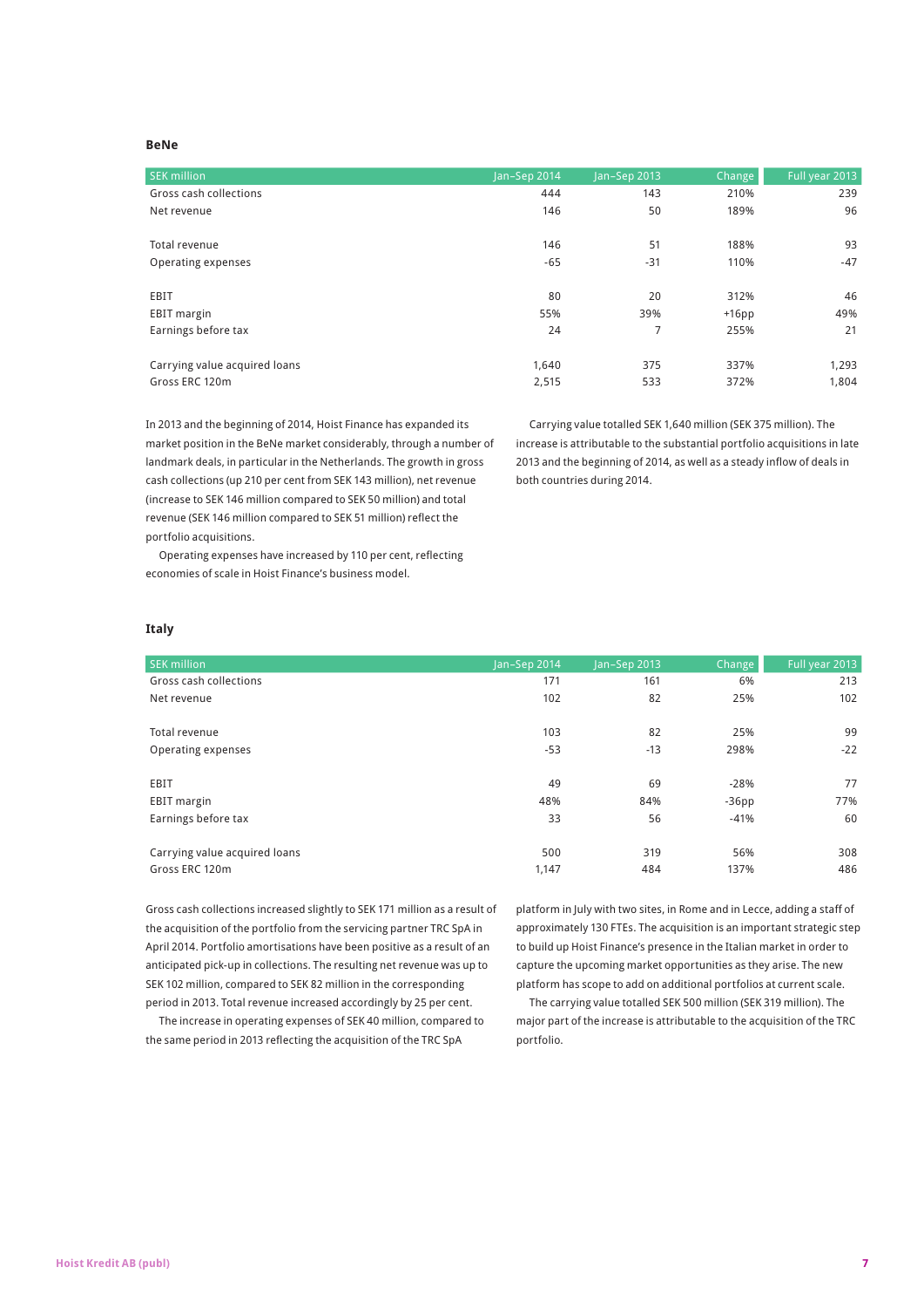### BeNe

| SEK million | Jan–Sep 2014 | Jan–Sep 2013 | Change | Full year 2013 |
|---|---|---|---|---|
| Gross cash collections | 444 | 143 | 210% | 239 |
| Net revenue | 146 | 50 | 189% | 96 |
| | | | | |
| Total revenue | 146 | 51 | 188% | 93 |
| Operating expenses | -65 | -31 | 110% | -47 |
| | | | | |
| EBIT | 80 | 20 | 312% | 46 |
| EBIT margin | 55% | 39% | +16pp | 49% |
| Earnings before tax | 24 | 7 | 255% | 21 |
| | | | | |
| Carrying value acquired loans | 1,640 | 375 | 337% | 1,293 |
| Gross ERC 120m | 2,515 | 533 | 372% | 1,804 |

In 2013 and the beginning of 2014, Hoist Finance has expanded its market position in the BeNe market considerably, through a number of landmark deals, in particular in the Netherlands. The growth in gross cash collections (up 210 per cent from SEK 143 million), net revenue (increase to SEK 146 million compared to SEK 50 million) and total revenue (SEK 146 million compared to SEK 51 million) reflect the portfolio acquisitions.

Operating expenses have increased by 110 per cent, reflecting economies of scale in Hoist Finance's business model.

Carrying value totalled SEK 1,640 million (SEK 375 million). The increase is attributable to the substantial portfolio acquisitions in late 2013 and the beginning of 2014, as well as a steady inflow of deals in both countries during 2014.

### Italy

| SEK million | Jan–Sep 2014 | Jan–Sep 2013 | Change | Full year 2013 |
|---|---|---|---|---|
| Gross cash collections | 171 | 161 | 6% | 213 |
| Net revenue | 102 | 82 | 25% | 102 |
| | | | | |
| Total revenue | 103 | 82 | 25% | 99 |
| Operating expenses | -53 | -13 | 298% | -22 |
| | | | | |
| EBIT | 49 | 69 | -28% | 77 |
| EBIT margin | 48% | 84% | -36pp | 77% |
| Earnings before tax | 33 | 56 | -41% | 60 |
| | | | | |
| Carrying value acquired loans | 500 | 319 | 56% | 308 |
| Gross ERC 120m | 1,147 | 484 | 137% | 486 |

Gross cash collections increased slightly to SEK 171 million as a result of the acquisition of the portfolio from the servicing partner TRC SpA in April 2014. Portfolio amortisations have been positive as a result of an anticipated pick-up in collections. The resulting net revenue was up to SEK 102 million, compared to SEK 82 million in the corresponding period in 2013. Total revenue increased accordingly by 25 per cent.

The increase in operating expenses of SEK 40 million, compared to the same period in 2013 reflecting the acquisition of the TRC SpA platform in July with two sites, in Rome and in Lecce, adding a staff of approximately 130 FTEs. The acquisition is an important strategic step to build up Hoist Finance's presence in the Italian market in order to capture the upcoming market opportunities as they arise. The new platform has scope to add on additional portfolios at current scale.

The carrying value totalled SEK 500 million (SEK 319 million). The major part of the increase is attributable to the acquisition of the TRC portfolio.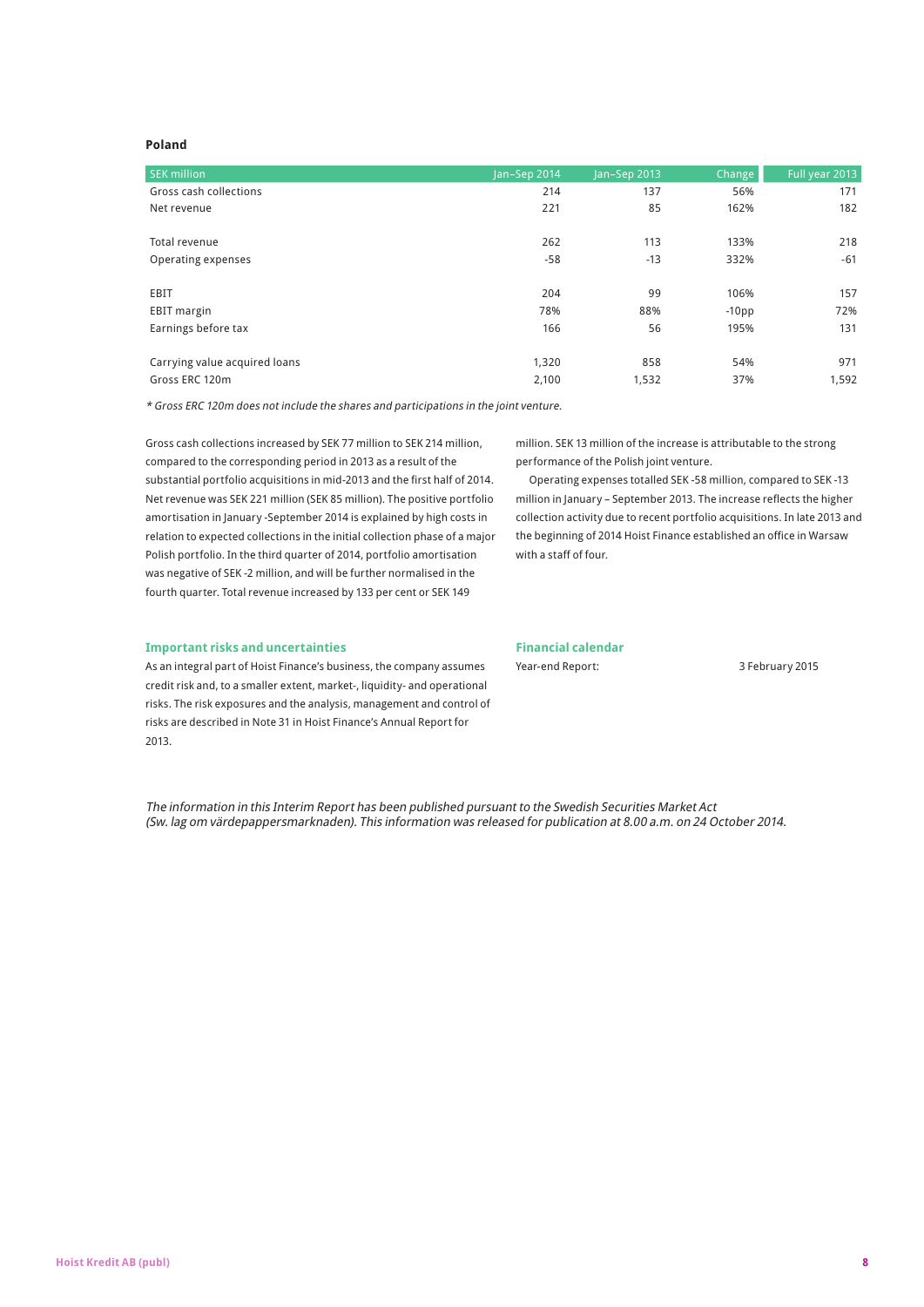**Poland**

| SEK million | Jan–Sep 2014 | Jan–Sep 2013 | Change | Full year 2013 |
|---|---|---|---|---|
| Gross cash collections | 214 | 137 | 56% | 171 |
| Net revenue | 221 | 85 | 162% | 182 |
| | | | | |
| Total revenue | 262 | 113 | 133% | 218 |
| Operating expenses | -58 | -13 | 332% | -61 |
| | | | | |
| EBIT | 204 | 99 | 106% | 157 |
| EBIT margin | 78% | 88% | -10pp | 72% |
| Earnings before tax | 166 | 56 | 195% | 131 |
| | | | | |
| Carrying value acquired loans | 1,320 | 858 | 54% | 971 |
| Gross ERC 120m | 2,100 | 1,532 | 37% | 1,592 |

*\* Gross ERC 120m does not include the shares and participations in the joint venture.*

Gross cash collections increased by SEK 77 million to SEK 214 million, compared to the corresponding period in 2013 as a result of the substantial portfolio acquisitions in mid-2013 and the first half of 2014. Net revenue was SEK 221 million (SEK 85 million). The positive portfolio amortisation in January -September 2014 is explained by high costs in relation to expected collections in the initial collection phase of a major Polish portfolio. In the third quarter of 2014, portfolio amortisation was negative of SEK -2 million, and will be further normalised in the fourth quarter. Total revenue increased by 133 per cent or SEK 149 million. SEK 13 million of the increase is attributable to the strong performance of the Polish joint venture.

Operating expenses totalled SEK -58 million, compared to SEK -13 million in January – September 2013. The increase reflects the higher collection activity due to recent portfolio acquisitions. In late 2013 and the beginning of 2014 Hoist Finance established an office in Warsaw with a staff of four.

## Important risks and uncertainties

As an integral part of Hoist Finance's business, the company assumes credit risk and, to a smaller extent, market-, liquidity- and operational risks. The risk exposures and the analysis, management and control of risks are described in Note 31 in Hoist Finance's Annual Report for 2013.

## Financial calendar

Year-end Report: 3 February 2015

*The information in this Interim Report has been published pursuant to the Swedish Securities Market Act (Sw. lag om värdepappersmarknaden). This information was released for publication at 8.00 a.m. on 24 October 2014.*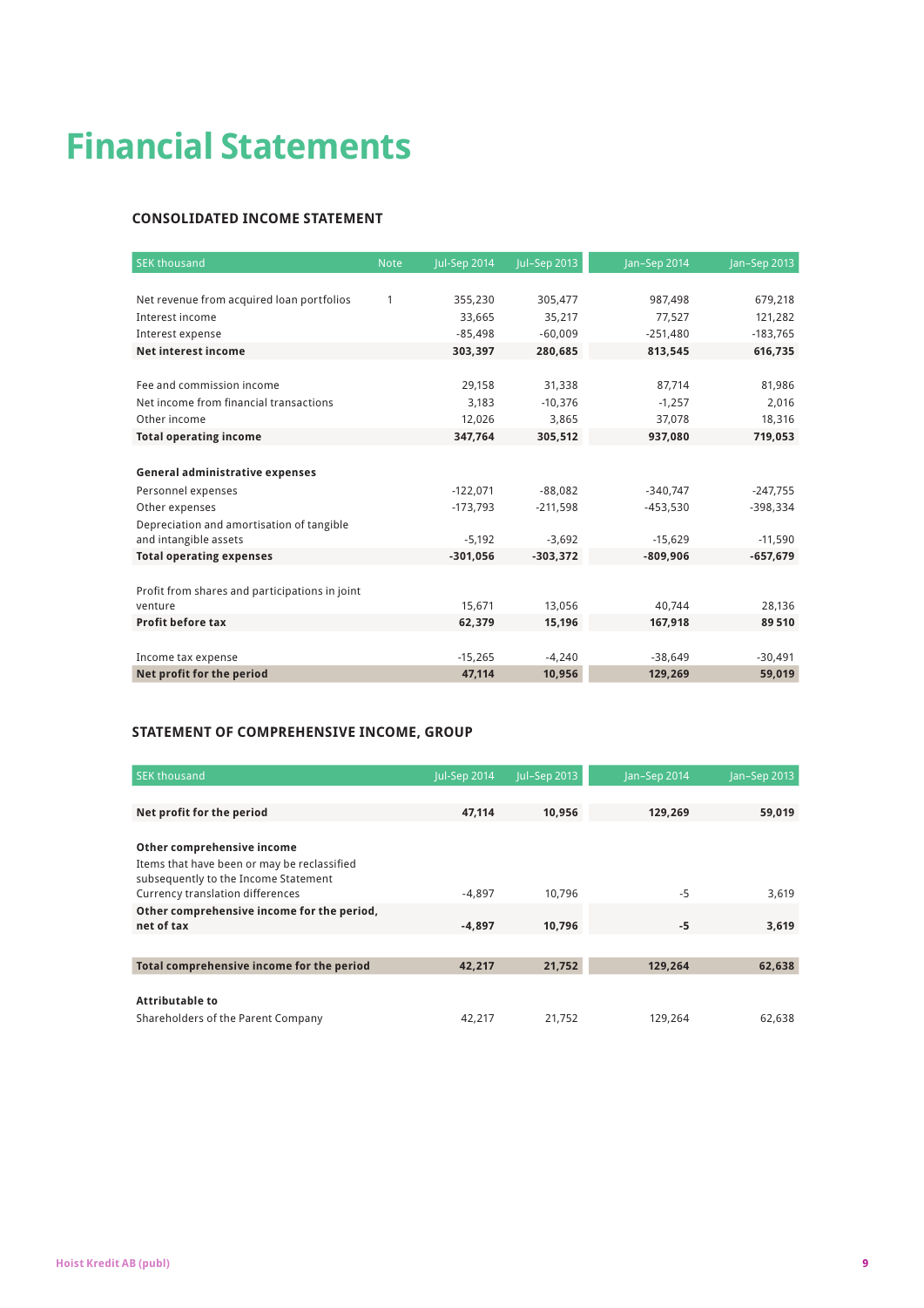# Financial Statements

## CONSOLIDATED INCOME STATEMENT

| SEK thousand | Note | Jul–Sep 2014 | Jul–Sep 2013 | Jan–Sep 2014 | Jan–Sep 2013 |
|---|---|---|---|---|---|
| Net revenue from acquired loan portfolios | 1 | 355,230 | 305,477 | 987,498 | 679,218 |
| Interest income | | 33,665 | 35,217 | 77,527 | 121,282 |
| Interest expense | | -85,498 | -60,009 | -251,480 | -183,765 |
| **Net interest income** | | **303,397** | **280,685** | **813,545** | **616,735** |
| Fee and commission income | | 29,158 | 31,338 | 87,714 | 81,986 |
| Net income from financial transactions | | 3,183 | -10,376 | -1,257 | 2,016 |
| Other income | | 12,026 | 3,865 | 37,078 | 18,316 |
| **Total operating income** | | **347,764** | **305,512** | **937,080** | **719,053** |
| **General administrative expenses** | | | | | |
| Personnel expenses | | -122,071 | -88,082 | -340,747 | -247,755 |
| Other expenses | | -173,793 | -211,598 | -453,530 | -398,334 |
| Depreciation and amortisation of tangible and intangible assets | | -5,192 | -3,692 | -15,629 | -11,590 |
| **Total operating expenses** | | **-301,056** | **-303,372** | **-809,906** | **-657,679** |
| Profit from shares and participations in joint venture | | 15,671 | 13,056 | 40,744 | 28,136 |
| **Profit before tax** | | **62,379** | **15,196** | **167,918** | **89 510** |
| Income tax expense | | -15,265 | -4,240 | -38,649 | -30,491 |
| **Net profit for the period** | | **47,114** | **10,956** | **129,269** | **59,019** |

## STATEMENT OF COMPREHENSIVE INCOME, GROUP

| SEK thousand | Jul–Sep 2014 | Jul–Sep 2013 | Jan–Sep 2014 | Jan–Sep 2013 |
|---|---|---|---|---|
| **Net profit for the period** | **47,114** | **10,956** | **129,269** | **59,019** |
| **Other comprehensive income** | | | | |
| Items that have been or may be reclassified subsequently to the Income Statement | | | | |
| Currency translation differences | -4,897 | 10,796 | -5 | 3,619 |
| **Other comprehensive income for the period, net of tax** | **-4,897** | **10,796** | **-5** | **3,619** |
| **Total comprehensive income for the period** | **42,217** | **21,752** | **129,264** | **62,638** |
| **Attributable to** | | | | |
| Shareholders of the Parent Company | 42,217 | 21,752 | 129,264 | 62,638 |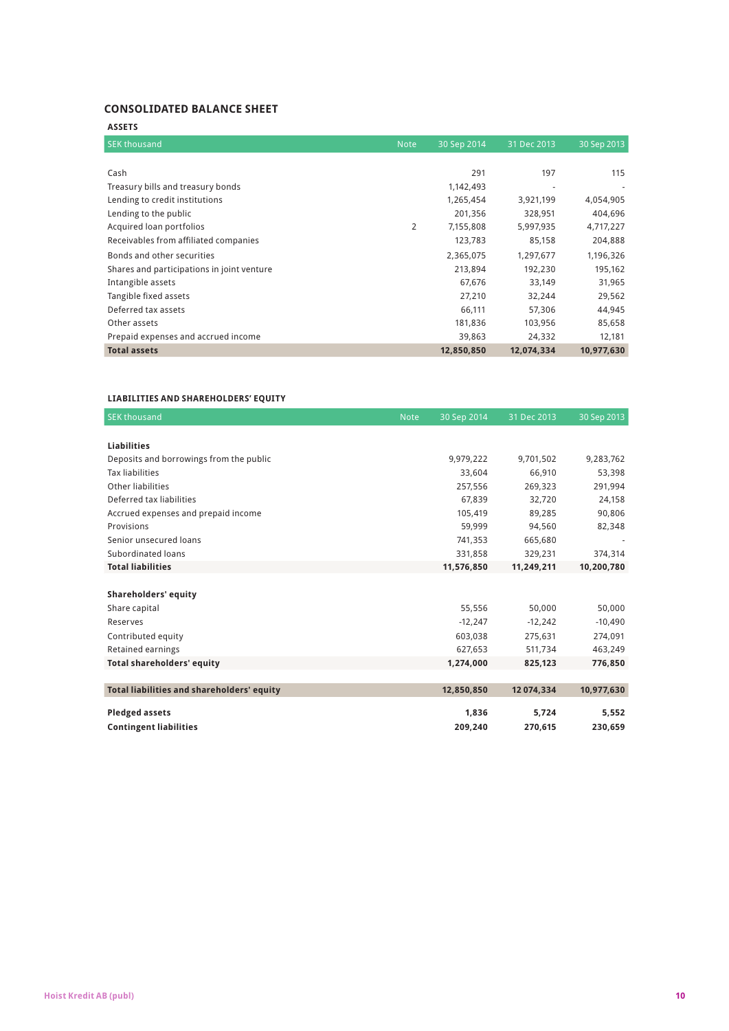## CONSOLIDATED BALANCE SHEET

### ASSETS

| SEK thousand | Note | 30 Sep 2014 | 31 Dec 2013 | 30 Sep 2013 |
|---|---|---|---|---|
| Cash | | 291 | 197 | 115 |
| Treasury bills and treasury bonds | | 1,142,493 | - | - |
| Lending to credit institutions | | 1,265,454 | 3,921,199 | 4,054,905 |
| Lending to the public | | 201,356 | 328,951 | 404,696 |
| Acquired loan portfolios | 2 | 7,155,808 | 5,997,935 | 4,717,227 |
| Receivables from affiliated companies | | 123,783 | 85,158 | 204,888 |
| Bonds and other securities | | 2,365,075 | 1,297,677 | 1,196,326 |
| Shares and participations in joint venture | | 213,894 | 192,230 | 195,162 |
| Intangible assets | | 67,676 | 33,149 | 31,965 |
| Tangible fixed assets | | 27,210 | 32,244 | 29,562 |
| Deferred tax assets | | 66,111 | 57,306 | 44,945 |
| Other assets | | 181,836 | 103,956 | 85,658 |
| Prepaid expenses and accrued income | | 39,863 | 24,332 | 12,181 |
| **Total assets** | | **12,850,850** | **12,074,334** | **10,977,630** |

### LIABILITIES AND SHAREHOLDERS' EQUITY

| SEK thousand | Note | 30 Sep 2014 | 31 Dec 2013 | 30 Sep 2013 |
|---|---|---|---|---|
| **Liabilities** | | | | |
| Deposits and borrowings from the public | | 9,979,222 | 9,701,502 | 9,283,762 |
| Tax liabilities | | 33,604 | 66,910 | 53,398 |
| Other liabilities | | 257,556 | 269,323 | 291,994 |
| Deferred tax liabilities | | 67,839 | 32,720 | 24,158 |
| Accrued expenses and prepaid income | | 105,419 | 89,285 | 90,806 |
| Provisions | | 59,999 | 94,560 | 82,348 |
| Senior unsecured loans | | 741,353 | 665,680 | - |
| Subordinated loans | | 331,858 | 329,231 | 374,314 |
| **Total liabilities** | | **11,576,850** | **11,249,211** | **10,200,780** |
| | | | | |
| **Shareholders' equity** | | | | |
| Share capital | | 55,556 | 50,000 | 50,000 |
| Reserves | | -12,247 | -12,242 | -10,490 |
| Contributed equity | | 603,038 | 275,631 | 274,091 |
| Retained earnings | | 627,653 | 511,734 | 463,249 |
| **Total shareholders' equity** | | **1,274,000** | **825,123** | **776,850** |
| | | | | |
| **Total liabilities and shareholders' equity** | | **12,850,850** | **12 074,334** | **10,977,630** |
| | | | | |
| **Pledged assets** | | **1,836** | **5,724** | **5,552** |
| **Contingent liabilities** | | **209,240** | **270,615** | **230,659** |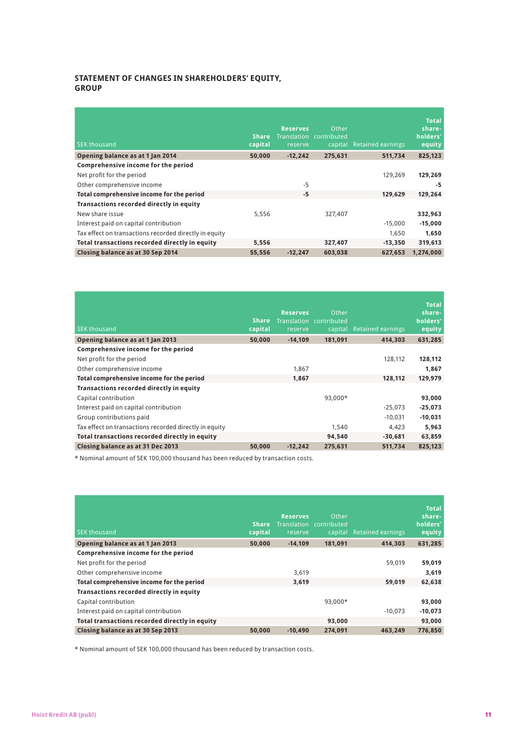## STATEMENT OF CHANGES IN SHAREHOLDERS' EQUITY, GROUP

| SEK thousand | Share capital | Reserves Translation reserve | Other contributed capital | Retained earnings | Total share-holders' equity |
|---|---|---|---|---|---|
| **Opening balance as at 1 Jan 2014** | **50,000** | **-12,242** | **275,631** | **511,734** | **825,123** |
| **Comprehensive income for the period** | | | | | |
| Net profit for the period | | | | 129,269 | **129,269** |
| Other comprehensive income | | -5 | | | **-5** |
| **Total comprehensive income for the period** | | **-5** | | **129,629** | **129,264** |
| **Transactions recorded directly in equity** | | | | | |
| New share issue | 5,556 | | 327,407 | | **332,963** |
| Interest paid on capital contribution | | | | -15,000 | **-15,000** |
| Tax effect on transactions recorded directly in equity | | | | 1,650 | **1,650** |
| **Total transactions recorded directly in equity** | **5,556** | | **327,407** | **-13,350** | **319,613** |
| **Closing balance as at 30 Sep 2014** | **55,556** | **-12,247** | **603,038** | **627,653** | **1,274,000** |

| SEK thousand | Share capital | Reserves Translation reserve | Other contributed capital | Retained earnings | Total share-holders' equity |
|---|---|---|---|---|---|
| **Opening balance as at 1 Jan 2013** | **50,000** | **-14,109** | **181,091** | **414,303** | **631,285** |
| **Comprehensive income for the period** | | | | | |
| Net profit for the period | | | | 128,112 | **128,112** |
| Other comprehensive income | | 1,867 | | | **1,867** |
| **Total comprehensive income for the period** | | **1,867** | | **128,112** | **129,979** |
| **Transactions recorded directly in equity** | | | | | |
| Capital contribution | | | 93,000* | | **93,000** |
| Interest paid on capital contribution | | | | -25,073 | **-25,073** |
| Group contributions paid | | | | -10,031 | **-10,031** |
| Tax effect on transactions recorded directly in equity | | | 1,540 | 4,423 | **5,963** |
| **Total transactions recorded directly in equity** | | | **94,540** | **-30,681** | **63,859** |
| **Closing balance as at 31 Dec 2013** | **50,000** | **-12,242** | **275,631** | **511,734** | **825,123** |

* Nominal amount of SEK 100,000 thousand has been reduced by transaction costs.

| SEK thousand | Share capital | Reserves Translation reserve | Other contributed capital | Retained earnings | Total share-holders' equity |
|---|---|---|---|---|---|
| **Opening balance as at 1 Jan 2013** | **50,000** | **-14,109** | **181,091** | **414,303** | **631,285** |
| **Comprehensive income for the period** | | | | | |
| Net profit for the period | | | | 59,019 | **59,019** |
| Other comprehensive income | | 3,619 | | | **3,619** |
| **Total comprehensive income for the period** | | **3,619** | | **59,019** | **62,638** |
| **Transactions recorded directly in equity** | | | | | |
| Capital contribution | | | 93,000* | | **93,000** |
| Interest paid on capital contribution | | | | -10,073 | **-10,073** |
| **Total transactions recorded directly in equity** | | | **93,000** | | **93,000** |
| **Closing balance as at 30 Sep 2013** | **50,000** | **-10,490** | **274,091** | **463,249** | **776,850** |

* Nominal amount of SEK 100,000 thousand has been reduced by transaction costs.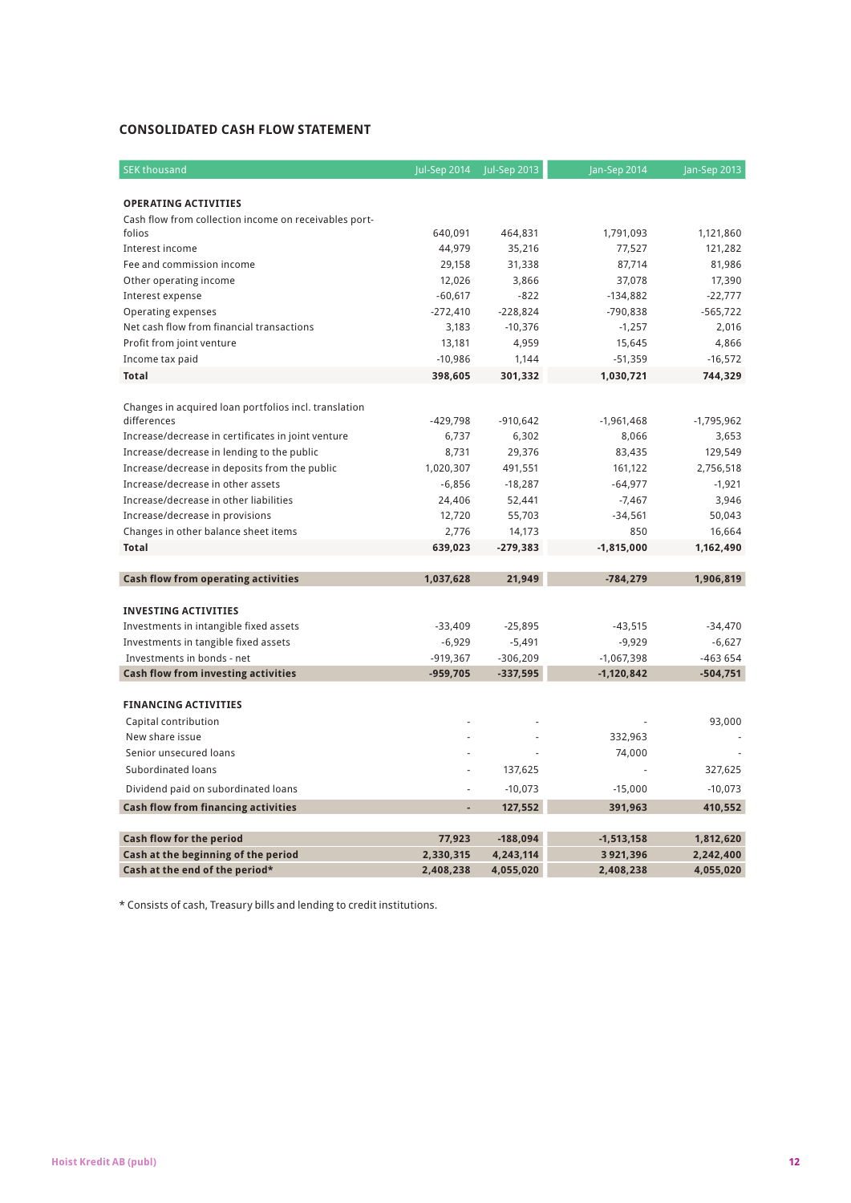## CONSOLIDATED CASH FLOW STATEMENT

| SEK thousand | Jul-Sep 2014 | Jul-Sep 2013 | Jan-Sep 2014 | Jan-Sep 2013 |
|---|---|---|---|---|
| **OPERATING ACTIVITIES** | | | | |
| Cash flow from collection income on receivables portfolios | 640,091 | 464,831 | 1,791,093 | 1,121,860 |
| Interest income | 44,979 | 35,216 | 77,527 | 121,282 |
| Fee and commission income | 29,158 | 31,338 | 87,714 | 81,986 |
| Other operating income | 12,026 | 3,866 | 37,078 | 17,390 |
| Interest expense | -60,617 | -822 | -134,882 | -22,777 |
| Operating expenses | -272,410 | -228,824 | -790,838 | -565,722 |
| Net cash flow from financial transactions | 3,183 | -10,376 | -1,257 | 2,016 |
| Profit from joint venture | 13,181 | 4,959 | 15,645 | 4,866 |
| Income tax paid | -10,986 | 1,144 | -51,359 | -16,572 |
| **Total** | **398,605** | **301,332** | **1,030,721** | **744,329** |
| | | | | |
| Changes in acquired loan portfolios incl. translation differences | -429,798 | -910,642 | -1,961,468 | -1,795,962 |
| Increase/decrease in certificates in joint venture | 6,737 | 6,302 | 8,066 | 3,653 |
| Increase/decrease in lending to the public | 8,731 | 29,376 | 83,435 | 129,549 |
| Increase/decrease in deposits from the public | 1,020,307 | 491,551 | 161,122 | 2,756,518 |
| Increase/decrease in other assets | -6,856 | -18,287 | -64,977 | -1,921 |
| Increase/decrease in other liabilities | 24,406 | 52,441 | -7,467 | 3,946 |
| Increase/decrease in provisions | 12,720 | 55,703 | -34,561 | 50,043 |
| Changes in other balance sheet items | 2,776 | 14,173 | 850 | 16,664 |
| **Total** | **639,023** | **-279,383** | **-1,815,000** | **1,162,490** |
| | | | | |
| **Cash flow from operating activities** | **1,037,628** | **21,949** | **-784,279** | **1,906,819** |
| | | | | |
| **INVESTING ACTIVITIES** | | | | |
| Investments in intangible fixed assets | -33,409 | -25,895 | -43,515 | -34,470 |
| Investments in tangible fixed assets | -6,929 | -5,491 | -9,929 | -6,627 |
| Investments in bonds - net | -919,367 | -306,209 | -1,067,398 | -463 654 |
| **Cash flow from investing activities** | **-959,705** | **-337,595** | **-1,120,842** | **-504,751** |
| | | | | |
| **FINANCING ACTIVITIES** | | | | |
| Capital contribution | - | - | - | 93,000 |
| New share issue | - | - | 332,963 | - |
| Senior unsecured loans | - | - | 74,000 | - |
| Subordinated loans | - | 137,625 | - | 327,625 |
| Dividend paid on subordinated loans | - | -10,073 | -15,000 | -10,073 |
| **Cash flow from financing activities** | **-** | **127,552** | **391,963** | **410,552** |
| | | | | |
| **Cash flow for the period** | **77,923** | **-188,094** | **-1,513,158** | **1,812,620** |
| **Cash at the beginning of the period** | **2,330,315** | **4,243,114** | **3 921,396** | **2,242,400** |
| **Cash at the end of the period*** | **2,408,238** | **4,055,020** | **2,408,238** | **4,055,020** |

* Consists of cash, Treasury bills and lending to credit institutions.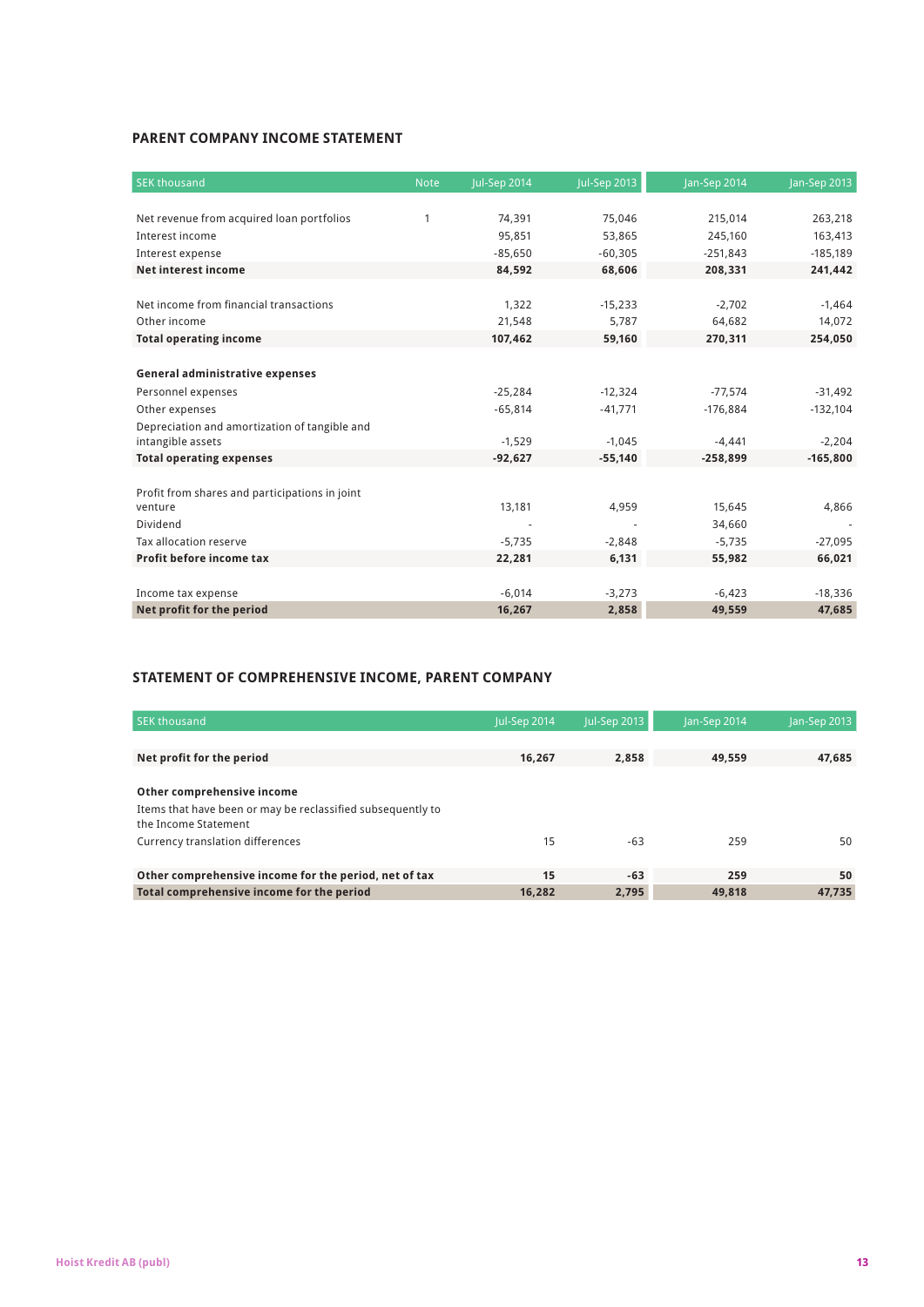## PARENT COMPANY INCOME STATEMENT

| SEK thousand | Note | Jul-Sep 2014 | Jul-Sep 2013 | Jan-Sep 2014 | Jan-Sep 2013 |
|---|---|---|---|---|---|
| Net revenue from acquired loan portfolios | 1 | 74,391 | 75,046 | 215,014 | 263,218 |
| Interest income | | 95,851 | 53,865 | 245,160 | 163,413 |
| Interest expense | | -85,650 | -60,305 | -251,843 | -185,189 |
| **Net interest income** | | **84,592** | **68,606** | **208,331** | **241,442** |
| | | | | | |
| Net income from financial transactions | | 1,322 | -15,233 | -2,702 | -1,464 |
| Other income | | 21,548 | 5,787 | 64,682 | 14,072 |
| **Total operating income** | | **107,462** | **59,160** | **270,311** | **254,050** |
| | | | | | |
| **General administrative expenses** | | | | | |
| Personnel expenses | | -25,284 | -12,324 | -77,574 | -31,492 |
| Other expenses | | -65,814 | -41,771 | -176,884 | -132,104 |
| Depreciation and amortization of tangible and intangible assets | | -1,529 | -1,045 | -4,441 | -2,204 |
| **Total operating expenses** | | **-92,627** | **-55,140** | **-258,899** | **-165,800** |
| | | | | | |
| Profit from shares and participations in joint venture | | 13,181 | 4,959 | 15,645 | 4,866 |
| Dividend | | - | - | 34,660 | - |
| Tax allocation reserve | | -5,735 | -2,848 | -5,735 | -27,095 |
| **Profit before income tax** | | **22,281** | **6,131** | **55,982** | **66,021** |
| | | | | | |
| Income tax expense | | -6,014 | -3,273 | -6,423 | -18,336 |
| **Net profit for the period** | | **16,267** | **2,858** | **49,559** | **47,685** |

## STATEMENT OF COMPREHENSIVE INCOME, PARENT COMPANY

| SEK thousand | Jul-Sep 2014 | Jul-Sep 2013 | Jan-Sep 2014 | Jan-Sep 2013 |
|---|---|---|---|---|
| **Net profit for the period** | **16,267** | **2,858** | **49,559** | **47,685** |
| | | | | |
| **Other comprehensive income** | | | | |
| Items that have been or may be reclassified subsequently to the Income Statement | | | | |
| Currency translation differences | 15 | -63 | 259 | 50 |
| | | | | |
| **Other comprehensive income for the period, net of tax** | **15** | **-63** | **259** | **50** |
| **Total comprehensive income for the period** | **16,282** | **2,795** | **49,818** | **47,735** |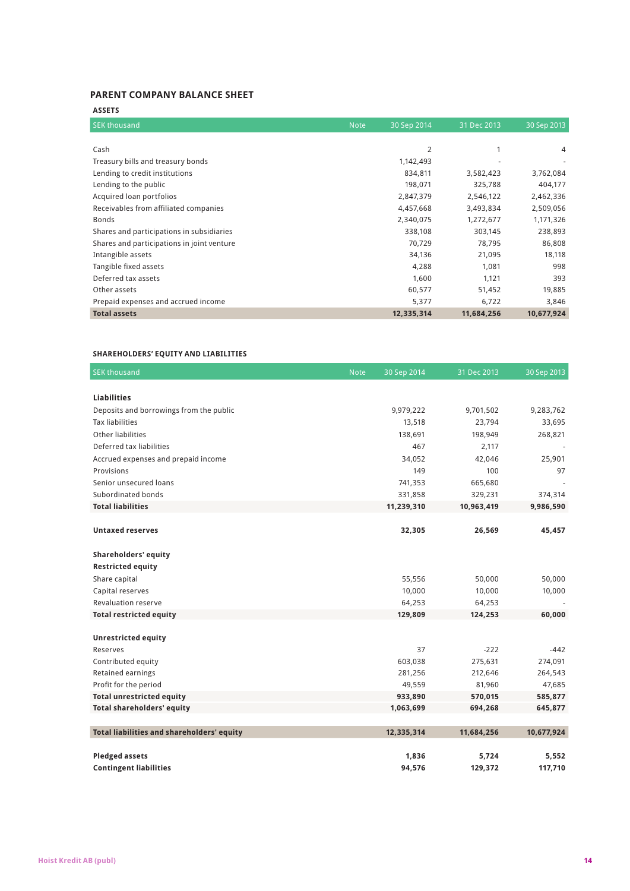## PARENT COMPANY BALANCE SHEET

### ASSETS

| SEK thousand | Note | 30 Sep 2014 | 31 Dec 2013 | 30 Sep 2013 |
|---|---|---|---|---|
| Cash | | 2 | 1 | 4 |
| Treasury bills and treasury bonds | | 1,142,493 | - | - |
| Lending to credit institutions | | 834,811 | 3,582,423 | 3,762,084 |
| Lending to the public | | 198,071 | 325,788 | 404,177 |
| Acquired loan portfolios | | 2,847,379 | 2,546,122 | 2,462,336 |
| Receivables from affiliated companies | | 4,457,668 | 3,493,834 | 2,509,056 |
| Bonds | | 2,340,075 | 1,272,677 | 1,171,326 |
| Shares and participations in subsidiaries | | 338,108 | 303,145 | 238,893 |
| Shares and participations in joint venture | | 70,729 | 78,795 | 86,808 |
| Intangible assets | | 34,136 | 21,095 | 18,118 |
| Tangible fixed assets | | 4,288 | 1,081 | 998 |
| Deferred tax assets | | 1,600 | 1,121 | 393 |
| Other assets | | 60,577 | 51,452 | 19,885 |
| Prepaid expenses and accrued income | | 5,377 | 6,722 | 3,846 |
| **Total assets** | | **12,335,314** | **11,684,256** | **10,677,924** |

### SHAREHOLDERS' EQUITY AND LIABILITIES

| SEK thousand | Note | 30 Sep 2014 | 31 Dec 2013 | 30 Sep 2013 |
|---|---|---|---|---|
| **Liabilities** | | | | |
| Deposits and borrowings from the public | | 9,979,222 | 9,701,502 | 9,283,762 |
| Tax liabilities | | 13,518 | 23,794 | 33,695 |
| Other liabilities | | 138,691 | 198,949 | 268,821 |
| Deferred tax liabilities | | 467 | 2,117 | - |
| Accrued expenses and prepaid income | | 34,052 | 42,046 | 25,901 |
| Provisions | | 149 | 100 | 97 |
| Senior unsecured loans | | 741,353 | 665,680 | - |
| Subordinated bonds | | 331,858 | 329,231 | 374,314 |
| **Total liabilities** | | **11,239,310** | **10,963,419** | **9,986,590** |
| | | | | |
| **Untaxed reserves** | | **32,305** | **26,569** | **45,457** |
| | | | | |
| **Shareholders' equity** | | | | |
| **Restricted equity** | | | | |
| Share capital | | 55,556 | 50,000 | 50,000 |
| Capital reserves | | 10,000 | 10,000 | 10,000 |
| Revaluation reserve | | 64,253 | 64,253 | - |
| **Total restricted equity** | | **129,809** | **124,253** | **60,000** |
| | | | | |
| **Unrestricted equity** | | | | |
| Reserves | | 37 | -222 | -442 |
| Contributed equity | | 603,038 | 275,631 | 274,091 |
| Retained earnings | | 281,256 | 212,646 | 264,543 |
| Profit for the period | | 49,559 | 81,960 | 47,685 |
| **Total unrestricted equity** | | **933,890** | **570,015** | **585,877** |
| **Total shareholders' equity** | | **1,063,699** | **694,268** | **645,877** |
| | | | | |
| **Total liabilities and shareholders' equity** | | **12,335,314** | **11,684,256** | **10,677,924** |
| | | | | |
| **Pledged assets** | | **1,836** | **5,724** | **5,552** |
| **Contingent liabilities** | | **94,576** | **129,372** | **117,710** |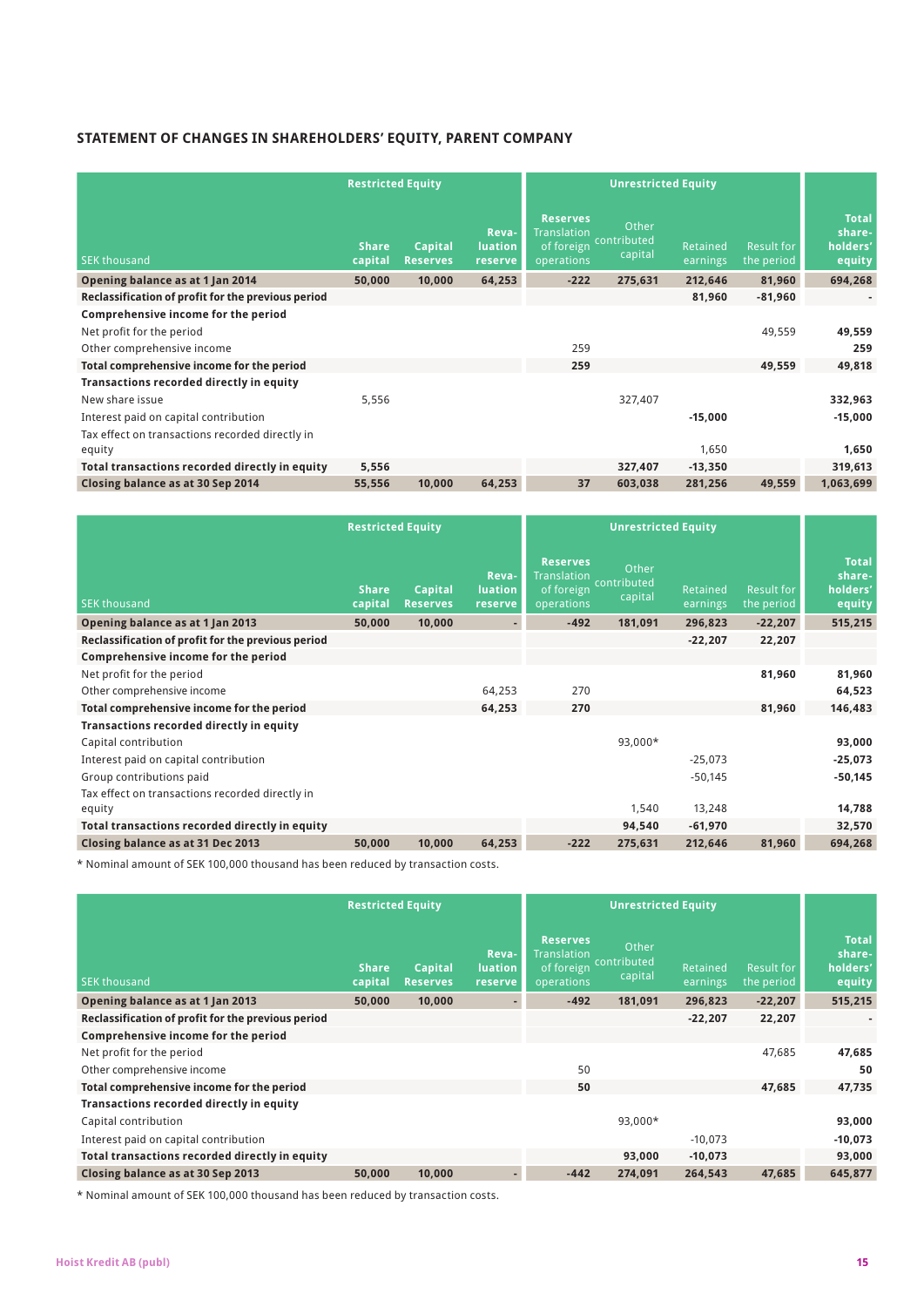## STATEMENT OF CHANGES IN SHAREHOLDERS' EQUITY, PARENT COMPANY

| | Restricted Equity | | | Unrestricted Equity | | | | |
|---|---|---|---|---|---|---|---|---|
| | | | | Reserves | | | | |
| SEK thousand | Share capital | Capital Reserves | Revaluation reserve | Translation of foreign operations | Other contributed capital | Retained earnings | Result for the period | Total shareholders' equity |
| **Opening balance as at 1 Jan 2014** | **50,000** | **10,000** | **64,253** | **-222** | **275,631** | **212,646** | **81,960** | **694,268** |
| **Reclassification of profit for the previous period** | | | | | | **81,960** | **-81,960** | **-** |
| **Comprehensive income for the period** | | | | | | | | |
| Net profit for the period | | | | | | | 49,559 | **49,559** |
| Other comprehensive income | | | | 259 | | | | **259** |
| **Total comprehensive income for the period** | | | | **259** | | | **49,559** | **49,818** |
| **Transactions recorded directly in equity** | | | | | | | | |
| New share issue | 5,556 | | | | 327,407 | | | **332,963** |
| Interest paid on capital contribution | | | | | | **-15,000** | | **-15,000** |
| Tax effect on transactions recorded directly in equity | | | | | | 1,650 | | **1,650** |
| **Total transactions recorded directly in equity** | **5,556** | | | | **327,407** | **-13,350** | | **319,613** |
| **Closing balance as at 30 Sep 2014** | **55,556** | **10,000** | **64,253** | **37** | **603,038** | **281,256** | **49,559** | **1,063,699** |

| | Restricted Equity | | | Unrestricted Equity | | | | |
|---|---|---|---|---|---|---|---|---|
| | | | | Reserves | | | | |
| SEK thousand | Share capital | Capital Reserves | Revaluation reserve | Translation of foreign operations | Other contributed capital | Retained earnings | Result for the period | Total shareholders' equity |
| **Opening balance as at 1 Jan 2013** | **50,000** | **10,000** | **-** | **-492** | **181,091** | **296,823** | **-22,207** | **515,215** |
| **Reclassification of profit for the previous period** | | | | | | **-22,207** | **22,207** | |
| **Comprehensive income for the period** | | | | | | | | |
| Net profit for the period | | | | | | | **81,960** | **81,960** |
| Other comprehensive income | | | 64,253 | 270 | | | | **64,523** |
| **Total comprehensive income for the period** | | | **64,253** | **270** | | | **81,960** | **146,483** |
| **Transactions recorded directly in equity** | | | | | | | | |
| Capital contribution | | | | | 93,000* | | | **93,000** |
| Interest paid on capital contribution | | | | | | -25,073 | | **-25,073** |
| Group contributions paid | | | | | | -50,145 | | **-50,145** |
| Tax effect on transactions recorded directly in equity | | | | | 1,540 | 13,248 | | **14,788** |
| **Total transactions recorded directly in equity** | | | | | **94,540** | **-61,970** | | **32,570** |
| **Closing balance as at 31 Dec 2013** | **50,000** | **10,000** | **64,253** | **-222** | **275,631** | **212,646** | **81,960** | **694,268** |

\* Nominal amount of SEK 100,000 thousand has been reduced by transaction costs.

| | Restricted Equity | | | Unrestricted Equity | | | | |
|---|---|---|---|---|---|---|---|---|
| | | | | Reserves | | | | |
| SEK thousand | Share capital | Capital Reserves | Revaluation reserve | Translation of foreign operations | Other contributed capital | Retained earnings | Result for the period | Total shareholders' equity |
| **Opening balance as at 1 Jan 2013** | **50,000** | **10,000** | **-** | **-492** | **181,091** | **296,823** | **-22,207** | **515,215** |
| **Reclassification of profit for the previous period** | | | | | | **-22,207** | **22,207** | **-** |
| **Comprehensive income for the period** | | | | | | | | |
| Net profit for the period | | | | | | | 47,685 | **47,685** |
| Other comprehensive income | | | | 50 | | | | **50** |
| **Total comprehensive income for the period** | | | | **50** | | | **47,685** | **47,735** |
| **Transactions recorded directly in equity** | | | | | | | | |
| Capital contribution | | | | | 93,000* | | | **93,000** |
| Interest paid on capital contribution | | | | | | -10,073 | | **-10,073** |
| **Total transactions recorded directly in equity** | | | | | **93,000** | **-10,073** | | **93,000** |
| **Closing balance as at 30 Sep 2013** | **50,000** | **10,000** | **-** | **-442** | **274,091** | **264,543** | **47,685** | **645,877** |

\* Nominal amount of SEK 100,000 thousand has been reduced by transaction costs.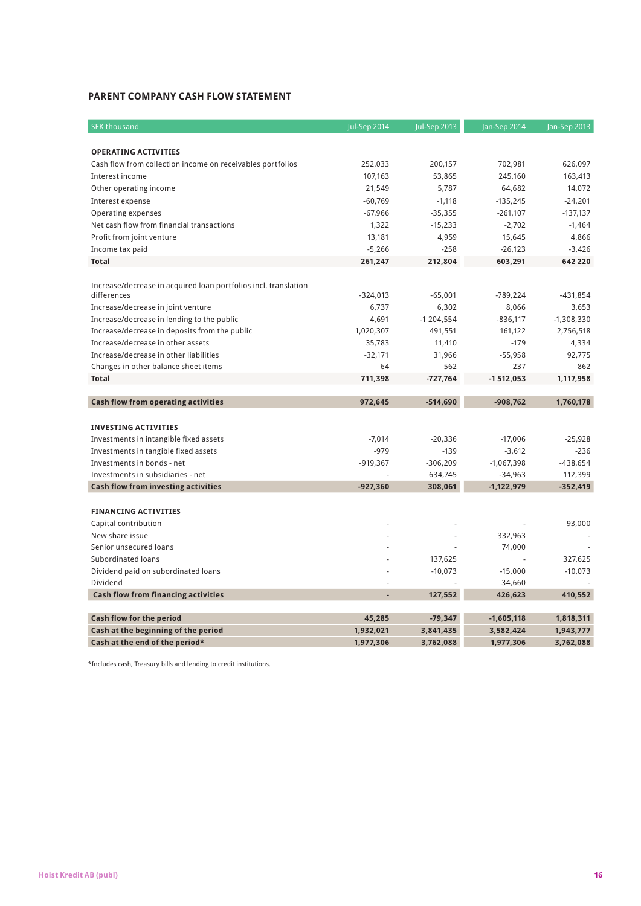## PARENT COMPANY CASH FLOW STATEMENT

| SEK thousand | Jul-Sep 2014 | Jul-Sep 2013 | Jan-Sep 2014 | Jan-Sep 2013 |
|---|---|---|---|---|
| **OPERATING ACTIVITIES** | | | | |
| Cash flow from collection income on receivables portfolios | 252,033 | 200,157 | 702,981 | 626,097 |
| Interest income | 107,163 | 53,865 | 245,160 | 163,413 |
| Other operating income | 21,549 | 5,787 | 64,682 | 14,072 |
| Interest expense | -60,769 | -1,118 | -135,245 | -24,201 |
| Operating expenses | -67,966 | -35,355 | -261,107 | -137,137 |
| Net cash flow from financial transactions | 1,322 | -15,233 | -2,702 | -1,464 |
| Profit from joint venture | 13,181 | 4,959 | 15,645 | 4,866 |
| Income tax paid | -5,266 | -258 | -26,123 | -3,426 |
| **Total** | **261,247** | **212,804** | **603,291** | **642 220** |
| | | | | |
| Increase/decrease in acquired loan portfolios incl. translation differences | -324,013 | -65,001 | -789,224 | -431,854 |
| Increase/decrease in joint venture | 6,737 | 6,302 | 8,066 | 3,653 |
| Increase/decrease in lending to the public | 4,691 | -1 204,554 | -836,117 | -1,308,330 |
| Increase/decrease in deposits from the public | 1,020,307 | 491,551 | 161,122 | 2,756,518 |
| Increase/decrease in other assets | 35,783 | 11,410 | -179 | 4,334 |
| Increase/decrease in other liabilities | -32,171 | 31,966 | -55,958 | 92,775 |
| Changes in other balance sheet items | 64 | 562 | 237 | 862 |
| **Total** | **711,398** | **-727,764** | **-1 512,053** | **1,117,958** |
| | | | | |
| **Cash flow from operating activities** | **972,645** | **-514,690** | **-908,762** | **1,760,178** |
| | | | | |
| **INVESTING ACTIVITIES** | | | | |
| Investments in intangible fixed assets | -7,014 | -20,336 | -17,006 | -25,928 |
| Investments in tangible fixed assets | -979 | -139 | -3,612 | -236 |
| Investments in bonds - net | -919,367 | -306,209 | -1,067,398 | -438,654 |
| Investments in subsidiaries - net | - | 634,745 | -34,963 | 112,399 |
| **Cash flow from investing activities** | **-927,360** | **308,061** | **-1,122,979** | **-352,419** |
| | | | | |
| **FINANCING ACTIVITIES** | | | | |
| Capital contribution | - | - | - | 93,000 |
| New share issue | - | - | 332,963 | - |
| Senior unsecured loans | - | - | 74,000 | - |
| Subordinated loans | - | 137,625 | - | 327,625 |
| Dividend paid on subordinated loans | - | -10,073 | -15,000 | -10,073 |
| Dividend | - | - | 34,660 | - |
| **Cash flow from financing activities** | **-** | **127,552** | **426,623** | **410,552** |
| | | | | |
| **Cash flow for the period** | **45,285** | **-79,347** | **-1,605,118** | **1,818,311** |
| **Cash at the beginning of the period** | **1,932,021** | **3,841,435** | **3,582,424** | **1,943,777** |
| **Cash at the end of the period*** | **1,977,306** | **3,762,088** | **1,977,306** | **3,762,088** |

*Includes cash, Treasury bills and lending to credit institutions.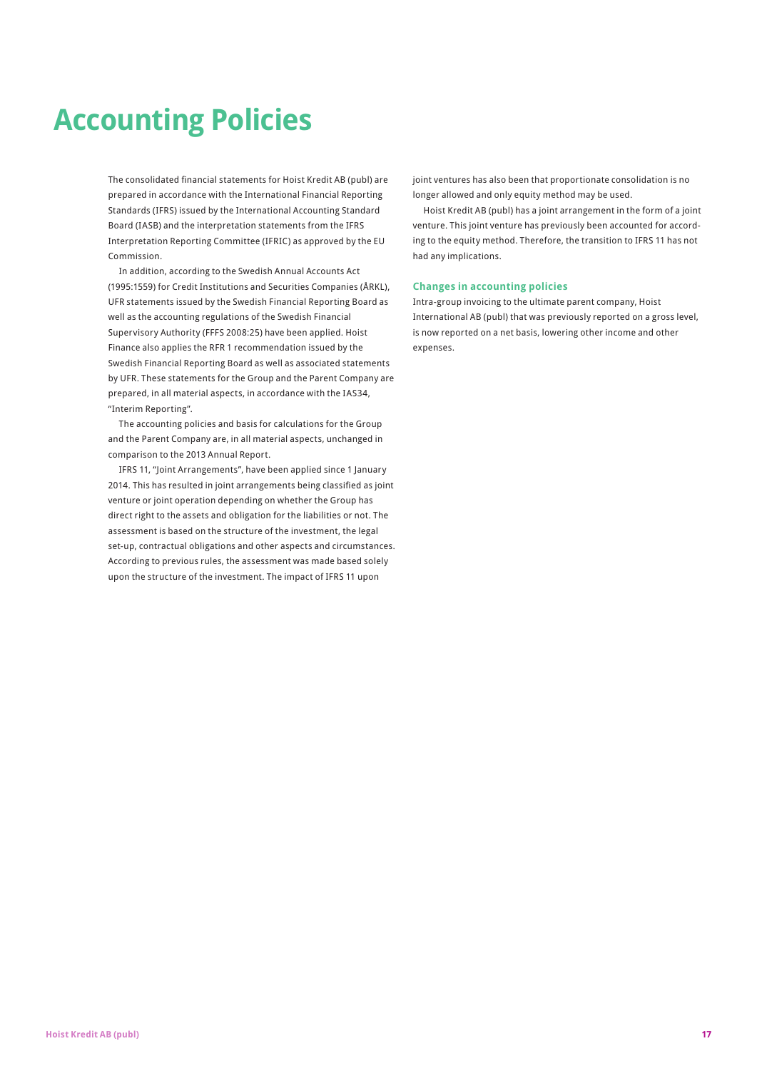# Accounting Policies

The consolidated financial statements for Hoist Kredit AB (publ) are prepared in accordance with the International Financial Reporting Standards (IFRS) issued by the International Accounting Standard Board (IASB) and the interpretation statements from the IFRS Interpretation Reporting Committee (IFRIC) as approved by the EU Commission.

In addition, according to the Swedish Annual Accounts Act (1995:1559) for Credit Institutions and Securities Companies (ÅRKL), UFR statements issued by the Swedish Financial Reporting Board as well as the accounting regulations of the Swedish Financial Supervisory Authority (FFFS 2008:25) have been applied. Hoist Finance also applies the RFR 1 recommendation issued by the Swedish Financial Reporting Board as well as associated statements by UFR. These statements for the Group and the Parent Company are prepared, in all material aspects, in accordance with the IAS34, "Interim Reporting".

The accounting policies and basis for calculations for the Group and the Parent Company are, in all material aspects, unchanged in comparison to the 2013 Annual Report.

IFRS 11, "Joint Arrangements", have been applied since 1 January 2014. This has resulted in joint arrangements being classified as joint venture or joint operation depending on whether the Group has direct right to the assets and obligation for the liabilities or not. The assessment is based on the structure of the investment, the legal set-up, contractual obligations and other aspects and circumstances. According to previous rules, the assessment was made based solely upon the structure of the investment. The impact of IFRS 11 upon joint ventures has also been that proportionate consolidation is no longer allowed and only equity method may be used.

Hoist Kredit AB (publ) has a joint arrangement in the form of a joint venture. This joint venture has previously been accounted for according to the equity method. Therefore, the transition to IFRS 11 has not had any implications.

### Changes in accounting policies

Intra-group invoicing to the ultimate parent company, Hoist International AB (publ) that was previously reported on a gross level, is now reported on a net basis, lowering other income and other expenses.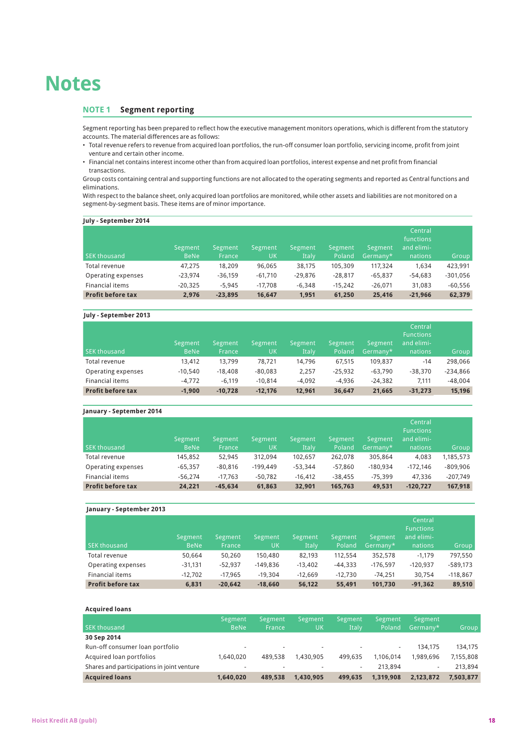# Notes

## NOTE 1 Segment reporting

Segment reporting has been prepared to reflect how the executive management monitors operations, which is different from the statutory accounts. The material differences are as follows:

- Total revenue refers to revenue from acquired loan portfolios, the run-off consumer loan portfolio, servicing income, profit from joint venture and certain other income.
- Financial net contains interest income other than from acquired loan portfolios, interest expense and net profit from financial transactions.

Group costs containing central and supporting functions are not allocated to the operating segments and reported as Central functions and eliminations.

With respect to the balance sheet, only acquired loan portfolios are monitored, while other assets and liabilities are not monitored on a segment-by-segment basis. These items are of minor importance.

**July - September 2014**

| SEK thousand | Segment BeNe | Segment France | Segment UK | Segment Italy | Segment Poland | Segment Germany* | Central functions and elimi-nations | Group |
|---|---|---|---|---|---|---|---|---|
| Total revenue | 47,275 | 18,209 | 96,065 | 38,175 | 105,309 | 117,324 | 1,634 | 423,991 |
| Operating expenses | -23,974 | -36,159 | -61,710 | -29,876 | -28,817 | -65,837 | -54,683 | -301,056 |
| Financial items | -20,325 | -5,945 | -17,708 | -6,348 | -15,242 | -26,071 | 31,083 | -60,556 |
| **Profit before tax** | **2,976** | **-23,895** | **16,647** | **1,951** | **61,250** | **25,416** | **-21,966** | **62,379** |

**July - September 2013**

| SEK thousand | Segment BeNe | Segment France | Segment UK | Segment Italy | Segment Poland | Segment Germany* | Central Functions and elimi-nations | Group |
|---|---|---|---|---|---|---|---|---|
| Total revenue | 13,412 | 13,799 | 78,721 | 14,796 | 67,515 | 109,837 | -14 | 298,066 |
| Operating expenses | -10,540 | -18,408 | -80,083 | 2,257 | -25,932 | -63,790 | -38,370 | -234,866 |
| Financial items | -4,772 | -6,119 | -10,814 | -4,092 | -4,936 | -24,382 | 7,111 | -48,004 |
| **Profit before tax** | **-1,900** | **-10,728** | **-12,176** | **12,961** | **36,647** | **21,665** | **-31,273** | **15,196** |

**January - September 2014**

| SEK thousand | Segment BeNe | Segment France | Segment UK | Segment Italy | Segment Poland | Segment Germany* | Central Functions and elimi-nations | Group |
|---|---|---|---|---|---|---|---|---|
| Total revenue | 145,852 | 52,945 | 312,094 | 102,657 | 262,078 | 305,864 | 4,083 | 1,185,573 |
| Operating expenses | -65,357 | -80,816 | -199,449 | -53,344 | -57,860 | -180,934 | -172,146 | -809,906 |
| Financial items | -56,274 | -17,763 | -50,782 | -16,412 | -38,455 | -75,399 | 47,336 | -207,749 |
| **Profit before tax** | **24,221** | **-45,634** | **61,863** | **32,901** | **165,763** | **49,531** | **-120,727** | **167,918** |

**January - September 2013**

| SEK thousand | Segment BeNe | Segment France | Segment UK | Segment Italy | Segment Poland | Segment Germany* | Central Functions and elimi-nations | Group |
|---|---|---|---|---|---|---|---|---|
| Total revenue | 50,664 | 50,260 | 150,480 | 82,193 | 112,554 | 352,578 | -1,179 | 797,550 |
| Operating expenses | -31,131 | -52,937 | -149,836 | -13,402 | -44,333 | -176,597 | -120,937 | -589,173 |
| Financial items | -12,702 | -17,965 | -19,304 | -12,669 | -12,730 | -74,251 | 30,754 | -118,867 |
| **Profit before tax** | **6,831** | **-20,642** | **-18,660** | **56,122** | **55,491** | **101,730** | **-91,362** | **89,510** |

**Acquired loans**

| SEK thousand | Segment BeNe | Segment France | Segment UK | Segment Italy | Segment Poland | Segment Germany* | Group |
|---|---|---|---|---|---|---|---|
| **30 Sep 2014** | | | | | | | |
| Run-off consumer loan portfolio | - | - | - | - | - | 134,175 | 134,175 |
| Acquired loan portfolios | 1,640,020 | 489,538 | 1,430,905 | 499,635 | 1,106,014 | 1,989,696 | 7,155,808 |
| Shares and participations in joint venture | - | - | - | - | 213,894 | - | 213,894 |
| **Acquired loans** | **1,640,020** | **489,538** | **1,430,905** | **499,635** | **1,319,908** | **2,123,872** | **7,503,877** |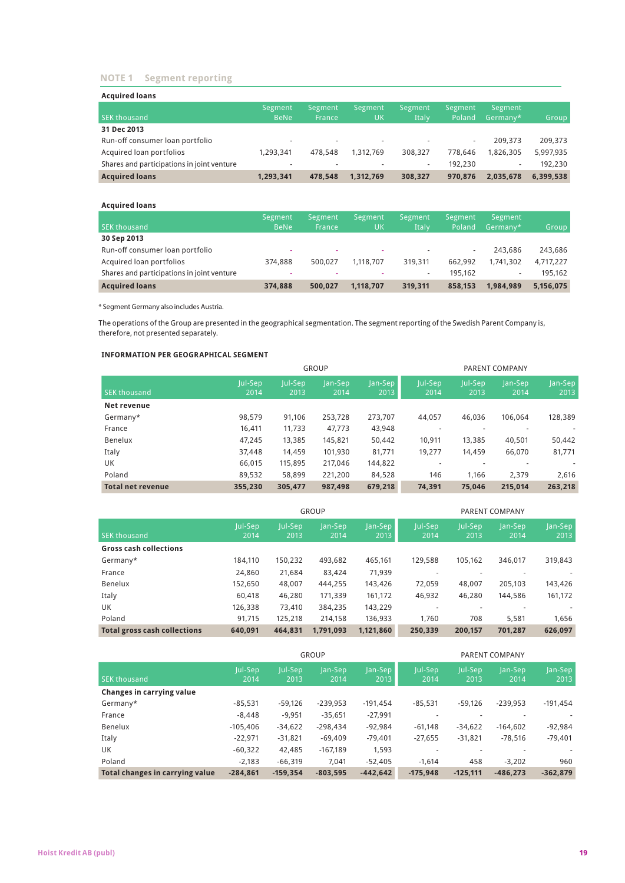## NOTE 1 Segment reporting

**Acquired loans**

| SEK thousand | Segment BeNe | Segment France | Segment UK | Segment Italy | Segment Poland | Segment Germany* | Group |
|---|---|---|---|---|---|---|---|
| **31 Dec 2013** | | | | | | | |
| Run-off consumer loan portfolio | - | - | - | - | - | 209,373 | 209,373 |
| Acquired loan portfolios | 1,293,341 | 478,548 | 1,312,769 | 308,327 | 778,646 | 1,826,305 | 5,997,935 |
| Shares and participations in joint venture | - | - | - | - | 192,230 | - | 192,230 |
| **Acquired loans** | **1,293,341** | **478,548** | **1,312,769** | **308,327** | **970,876** | **2,035,678** | **6,399,538** |

**Acquired loans**

| SEK thousand | Segment BeNe | Segment France | Segment UK | Segment Italy | Segment Poland | Segment Germany* | Group |
|---|---|---|---|---|---|---|---|
| **30 Sep 2013** | | | | | | | |
| Run-off consumer loan portfolio | - | - | - | - | - | 243,686 | 243,686 |
| Acquired loan portfolios | 374,888 | 500,027 | 1,118,707 | 319,311 | 662,992 | 1,741,302 | 4,717,227 |
| Shares and participations in joint venture | - | - | - | - | 195,162 | - | 195,162 |
| **Acquired loans** | **374,888** | **500,027** | **1,118,707** | **319,311** | **858,153** | **1,984,989** | **5,156,075** |

\* Segment Germany also includes Austria.

The operations of the Group are presented in the geographical segmentation. The segment reporting of the Swedish Parent Company is, therefore, not presented separately.

**INFORMATION PER GEOGRAPHICAL SEGMENT**

| | GROUP | | | | PARENT COMPANY | | | |
|---|---|---|---|---|---|---|---|---|
| SEK thousand | Jul-Sep 2014 | Jul-Sep 2013 | Jan-Sep 2014 | Jan-Sep 2013 | Jul-Sep 2014 | Jul-Sep 2013 | Jan-Sep 2014 | Jan-Sep 2013 |
| **Net revenue** | | | | | | | | |
| Germany* | 98,579 | 91,106 | 253,728 | 273,707 | 44,057 | 46,036 | 106,064 | 128,389 |
| France | 16,411 | 11,733 | 47,773 | 43,948 | - | - | - | - |
| Benelux | 47,245 | 13,385 | 145,821 | 50,442 | 10,911 | 13,385 | 40,501 | 50,442 |
| Italy | 37,448 | 14,459 | 101,930 | 81,771 | 19,277 | 14,459 | 66,070 | 81,771 |
| UK | 66,015 | 115,895 | 217,046 | 144,822 | - | - | - | - |
| Poland | 89,532 | 58,899 | 221,200 | 84,528 | 146 | 1,166 | 2,379 | 2,616 |
| **Total net revenue** | **355,230** | **305,477** | **987,498** | **679,218** | **74,391** | **75,046** | **215,014** | **263,218** |

| | GROUP | | | | PARENT COMPANY | | | |
|---|---|---|---|---|---|---|---|---|
| SEK thousand | Jul-Sep 2014 | Jul-Sep 2013 | Jan-Sep 2014 | Jan-Sep 2013 | Jul-Sep 2014 | Jul-Sep 2013 | Jan-Sep 2014 | Jan-Sep 2013 |
| **Gross cash collections** | | | | | | | | |
| Germany* | 184,110 | 150,232 | 493,682 | 465,161 | 129,588 | 105,162 | 346,017 | 319,843 |
| France | 24,860 | 21,684 | 83,424 | 71,939 | - | - | - | - |
| Benelux | 152,650 | 48,007 | 444,255 | 143,426 | 72,059 | 48,007 | 205,103 | 143,426 |
| Italy | 60,418 | 46,280 | 171,339 | 161,172 | 46,932 | 46,280 | 144,586 | 161,172 |
| UK | 126,338 | 73,410 | 384,235 | 143,229 | - | - | - | - |
| Poland | 91,715 | 125,218 | 214,158 | 136,933 | 1,760 | 708 | 5,581 | 1,656 |
| **Total gross cash collections** | **640,091** | **464,831** | **1,791,093** | **1,121,860** | **250,339** | **200,157** | **701,287** | **626,097** |

| | GROUP | | | | PARENT COMPANY | | | |
|---|---|---|---|---|---|---|---|---|
| SEK thousand | Jul-Sep 2014 | Jul-Sep 2013 | Jan-Sep 2014 | Jan-Sep 2013 | Jul-Sep 2014 | Jul-Sep 2013 | Jan-Sep 2014 | Jan-Sep 2013 |
| **Changes in carrying value** | | | | | | | | |
| Germany* | -85,531 | -59,126 | -239,953 | -191,454 | -85,531 | -59,126 | -239,953 | -191,454 |
| France | -8,448 | -9,951 | -35,651 | -27,991 | - | - | - | - |
| Benelux | -105,406 | -34,622 | -298,434 | -92,984 | -61,148 | -34,622 | -164,602 | -92,984 |
| Italy | -22,971 | -31,821 | -69,409 | -79,401 | -27,655 | -31,821 | -78,516 | -79,401 |
| UK | -60,322 | 42,485 | -167,189 | 1,593 | - | - | - | - |
| Poland | -2,183 | -66,319 | 7,041 | -52,405 | -1,614 | 458 | -3,202 | 960 |
| **Total changes in carrying value** | **-284,861** | **-159,354** | **-803,595** | **-442,642** | **-175,948** | **-125,111** | **-486,273** | **-362,879** |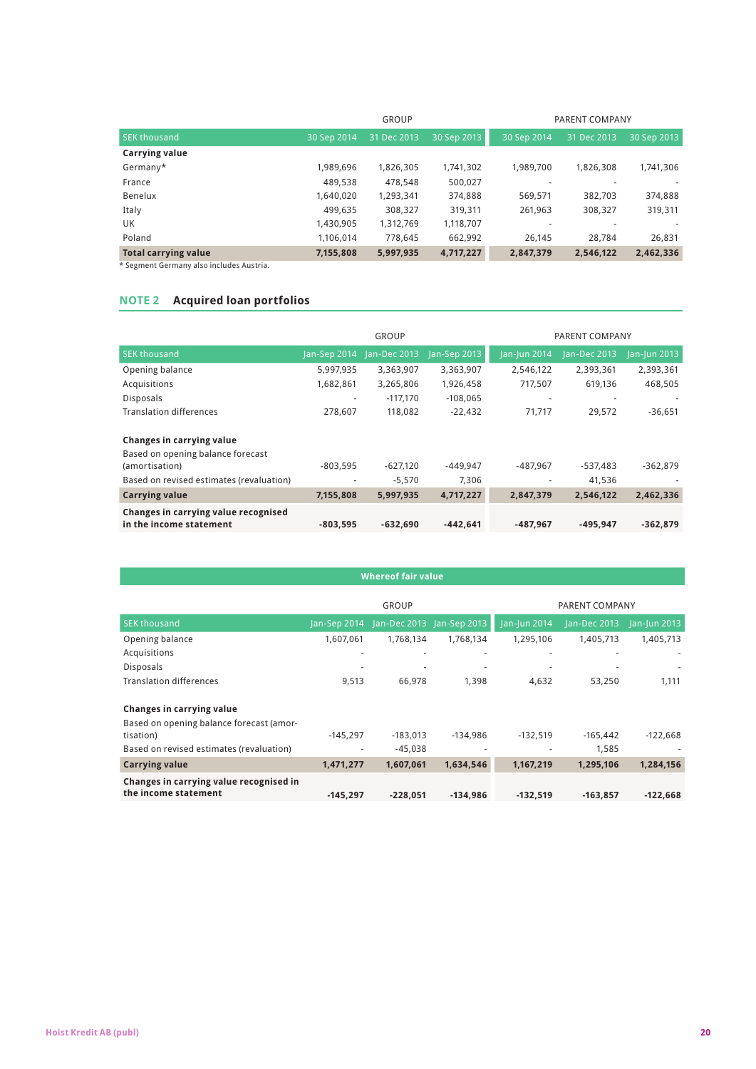| | GROUP | | | PARENT COMPANY | | |
|---|---|---|---|---|---|---|
| SEK thousand | 30 Sep 2014 | 31 Dec 2013 | 30 Sep 2013 | 30 Sep 2014 | 31 Dec 2013 | 30 Sep 2013 |
| **Carrying value** | | | | | | |
| Germany* | 1,989,696 | 1,826,305 | 1,741,302 | 1,989,700 | 1,826,308 | 1,741,306 |
| France | 489,538 | 478,548 | 500,027 | - | - | - |
| Benelux | 1,640,020 | 1,293,341 | 374,888 | 569,571 | 382,703 | 374,888 |
| Italy | 499,635 | 308,327 | 319,311 | 261,963 | 308,327 | 319,311 |
| UK | 1,430,905 | 1,312,769 | 1,118,707 | - | - | - |
| Poland | 1,106,014 | 778,645 | 662,992 | 26,145 | 28,784 | 26,831 |
| **Total carrying value** | **7,155,808** | **5,997,935** | **4,717,227** | **2,847,379** | **2,546,122** | **2,462,336** |

* Segment Germany also includes Austria.

## NOTE 2 Acquired loan portfolios

| | GROUP | | | PARENT COMPANY | | |
|---|---|---|---|---|---|---|
| SEK thousand | Jan-Sep 2014 | Jan-Dec 2013 | Jan-Sep 2013 | Jan-Jun 2014 | Jan-Dec 2013 | Jan-Jun 2013 |
| Opening balance | 5,997,935 | 3,363,907 | 3,363,907 | 2,546,122 | 2,393,361 | 2,393,361 |
| Acquisitions | 1,682,861 | 3,265,806 | 1,926,458 | 717,507 | 619,136 | 468,505 |
| Disposals | - | -117,170 | -108,065 | - | - | - |
| Translation differences | 278,607 | 118,082 | -22,432 | 71,717 | 29,572 | -36,651 |
| | | | | | | |
| **Changes in carrying value** | | | | | | |
| Based on opening balance forecast (amortisation) | -803,595 | -627,120 | -449,947 | -487,967 | -537,483 | -362,879 |
| Based on revised estimates (revaluation) | - | -5,570 | 7,306 | - | 41,536 | - |
| **Carrying value** | **7,155,808** | **5,997,935** | **4,717,227** | **2,847,379** | **2,546,122** | **2,462,336** |
| **Changes in carrying value recognised in the income statement** | **-803,595** | **-632,690** | **-442,641** | **-487,967** | **-495,947** | **-362,879** |

**Whereof fair value**

| | GROUP | | | PARENT COMPANY | | |
|---|---|---|---|---|---|---|
| SEK thousand | Jan-Sep 2014 | Jan-Dec 2013 | Jan-Sep 2013 | Jan-Jun 2014 | Jan-Dec 2013 | Jan-Jun 2013 |
| Opening balance | 1,607,061 | 1,768,134 | 1,768,134 | 1,295,106 | 1,405,713 | 1,405,713 |
| Acquisitions | - | - | - | - | - | - |
| Disposals | - | - | - | - | - | - |
| Translation differences | 9,513 | 66,978 | 1,398 | 4,632 | 53,250 | 1,111 |
| | | | | | | |
| **Changes in carrying value** | | | | | | |
| Based on opening balance forecast (amortisation) | -145,297 | -183,013 | -134,986 | -132,519 | -165,442 | -122,668 |
| Based on revised estimates (revaluation) | - | -45,038 | - | - | 1,585 | - |
| **Carrying value** | **1,471,277** | **1,607,061** | **1,634,546** | **1,167,219** | **1,295,106** | **1,284,156** |
| **Changes in carrying value recognised in the income statement** | **-145,297** | **-228,051** | **-134,986** | **-132,519** | **-163,857** | **-122,668** |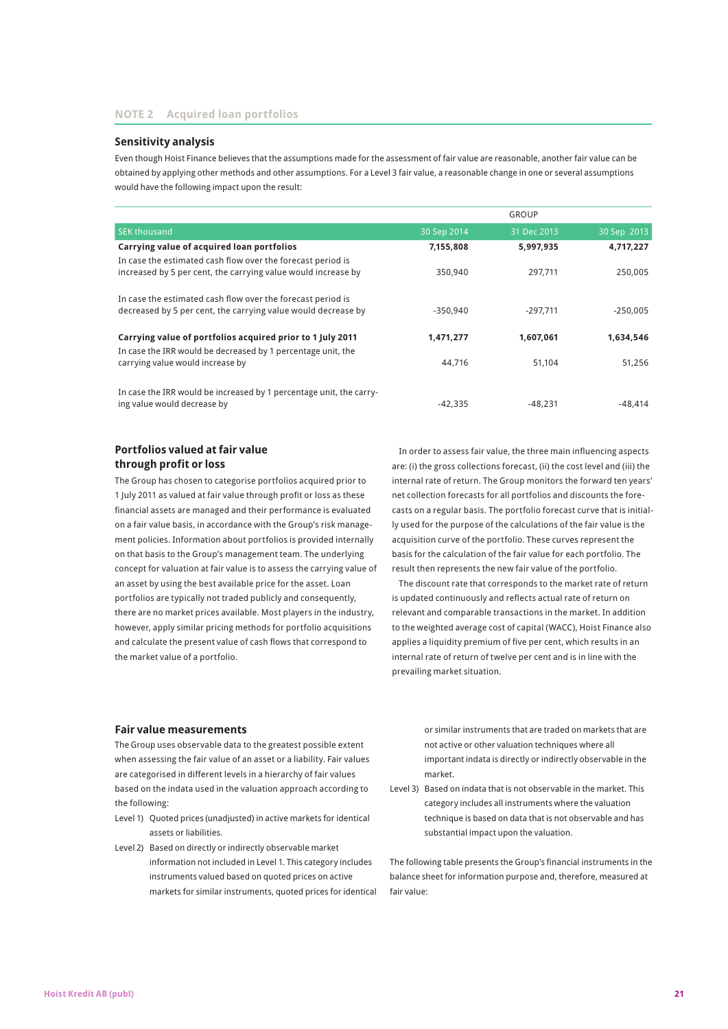## NOTE 2 Acquired loan portfolios

### Sensitivity analysis

Even though Hoist Finance believes that the assumptions made for the assessment of fair value are reasonable, another fair value can be obtained by applying other methods and other assumptions. For a Level 3 fair value, a reasonable change in one or several assumptions would have the following impact upon the result:

| | GROUP | | |
|---|---|---|---|
| SEK thousand | 30 Sep 2014 | 31 Dec 2013 | 30 Sep 2013 |
| **Carrying value of acquired loan portfolios** | **7,155,808** | **5,997,935** | **4,717,227** |
| In case the estimated cash flow over the forecast period is increased by 5 per cent, the carrying value would increase by | 350,940 | 297,711 | 250,005 |
| In case the estimated cash flow over the forecast period is decreased by 5 per cent, the carrying value would decrease by | -350,940 | -297,711 | -250,005 |
| **Carrying value of portfolios acquired prior to 1 July 2011** | **1,471,277** | **1,607,061** | **1,634,546** |
| In case the IRR would be decreased by 1 percentage unit, the carrying value would increase by | 44,716 | 51,104 | 51,256 |
| In case the IRR would be increased by 1 percentage unit, the carrying value would decrease by | -42,335 | -48,231 | -48,414 |

### Portfolios valued at fair value through profit or loss

The Group has chosen to categorise portfolios acquired prior to 1 July 2011 as valued at fair value through profit or loss as these financial assets are managed and their performance is evaluated on a fair value basis, in accordance with the Group's risk management policies. Information about portfolios is provided internally on that basis to the Group's management team. The underlying concept for valuation at fair value is to assess the carrying value of an asset by using the best available price for the asset. Loan portfolios are typically not traded publicly and consequently, there are no market prices available. Most players in the industry, however, apply similar pricing methods for portfolio acquisitions and calculate the present value of cash flows that correspond to the market value of a portfolio.

In order to assess fair value, the three main influencing aspects are: (i) the gross collections forecast, (ii) the cost level and (iii) the internal rate of return. The Group monitors the forward ten years' net collection forecasts for all portfolios and discounts the forecasts on a regular basis. The portfolio forecast curve that is initially used for the purpose of the calculations of the fair value is the acquisition curve of the portfolio. These curves represent the basis for the calculation of the fair value for each portfolio. The result then represents the new fair value of the portfolio.

The discount rate that corresponds to the market rate of return is updated continuously and reflects actual rate of return on relevant and comparable transactions in the market. In addition to the weighted average cost of capital (WACC), Hoist Finance also applies a liquidity premium of five per cent, which results in an internal rate of return of twelve per cent and is in line with the prevailing market situation.

### Fair value measurements

The Group uses observable data to the greatest possible extent when assessing the fair value of an asset or a liability. Fair values are categorised in different levels in a hierarchy of fair values based on the indata used in the valuation approach according to the following:

- Level 1) Quoted prices (unadjusted) in active markets for identical assets or liabilities.
- Level 2) Based on directly or indirectly observable market information not included in Level 1. This category includes instruments valued based on quoted prices on active markets for similar instruments, quoted prices for identical or similar instruments that are traded on markets that are not active or other valuation techniques where all important indata is directly or indirectly observable in the market.
- Level 3) Based on indata that is not observable in the market. This category includes all instruments where the valuation technique is based on data that is not observable and has substantial impact upon the valuation.

The following table presents the Group's financial instruments in the balance sheet for information purpose and, therefore, measured at fair value: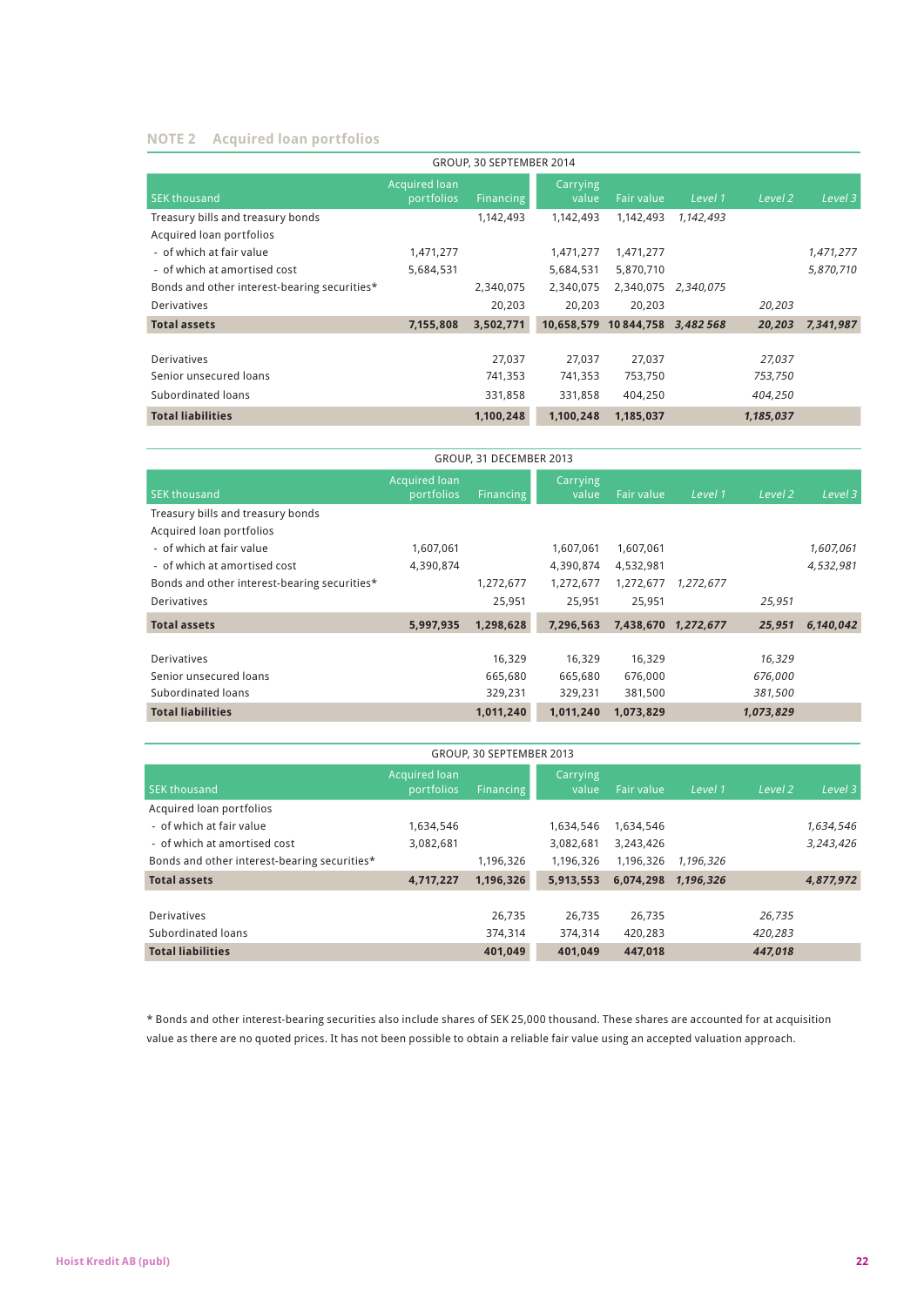## NOTE 2 Acquired loan portfolios

| GROUP, 30 SEPTEMBER 2014 | | | | | | | |
|---|---|---|---|---|---|---|---|
| SEK thousand | Acquired loan portfolios | Financing | Carrying value | Fair value | *Level 1* | *Level 2* | *Level 3* |
| Treasury bills and treasury bonds | | 1,142,493 | 1,142,493 | 1,142,493 | *1,142,493* | | |
| Acquired loan portfolios | | | | | | | |
| - of which at fair value | 1,471,277 | | 1,471,277 | 1,471,277 | | | *1,471,277* |
| - of which at amortised cost | 5,684,531 | | 5,684,531 | 5,870,710 | | | *5,870,710* |
| Bonds and other interest-bearing securities* | | 2,340,075 | 2,340,075 | 2,340,075 | *2,340,075* | | |
| Derivatives | | 20,203 | 20,203 | 20,203 | | *20,203* | |
| **Total assets** | **7,155,808** | **3,502,771** | **10,658,579** | **10 844,758** | ***3,482 568*** | ***20,203*** | ***7,341,987*** |
| | | | | | | | |
| Derivatives | | 27,037 | 27,037 | 27,037 | | *27,037* | |
| Senior unsecured loans | | 741,353 | 741,353 | 753,750 | | *753,750* | |
| Subordinated loans | | 331,858 | 331,858 | 404,250 | | *404,250* | |
| **Total liabilities** | | **1,100,248** | **1,100,248** | **1,185,037** | | ***1,185,037*** | |

| GROUP, 31 DECEMBER 2013 | | | | | | | |
|---|---|---|---|---|---|---|---|
| SEK thousand | Acquired loan portfolios | Financing | Carrying value | Fair value | *Level 1* | *Level 2* | *Level 3* |
| Treasury bills and treasury bonds | | | | | | | |
| Acquired loan portfolios | | | | | | | |
| - of which at fair value | 1,607,061 | | 1,607,061 | 1,607,061 | | | *1,607,061* |
| - of which at amortised cost | 4,390,874 | | 4,390,874 | 4,532,981 | | | *4,532,981* |
| Bonds and other interest-bearing securities* | | 1,272,677 | 1,272,677 | 1,272,677 | *1,272,677* | | |
| Derivatives | | 25,951 | 25,951 | 25,951 | | *25,951* | |
| **Total assets** | **5,997,935** | **1,298,628** | **7,296,563** | **7,438,670** | ***1,272,677*** | ***25,951*** | ***6,140,042*** |
| | | | | | | | |
| Derivatives | | 16,329 | 16,329 | 16,329 | | *16,329* | |
| Senior unsecured loans | | 665,680 | 665,680 | 676,000 | | *676,000* | |
| Subordinated loans | | 329,231 | 329,231 | 381,500 | | *381,500* | |
| **Total liabilities** | | **1,011,240** | **1,011,240** | **1,073,829** | | ***1,073,829*** | |

| GROUP, 30 SEPTEMBER 2013 | | | | | | | |
|---|---|---|---|---|---|---|---|
| SEK thousand | Acquired loan portfolios | Financing | Carrying value | Fair value | *Level 1* | *Level 2* | *Level 3* |
| Acquired loan portfolios | | | | | | | |
| - of which at fair value | 1,634,546 | | 1,634,546 | 1,634,546 | | | *1,634,546* |
| - of which at amortised cost | 3,082,681 | | 3,082,681 | 3,243,426 | | | *3,243,426* |
| Bonds and other interest-bearing securities* | | 1,196,326 | 1,196,326 | 1,196,326 | *1,196,326* | | |
| **Total assets** | **4,717,227** | **1,196,326** | **5,913,553** | **6,074,298** | ***1,196,326*** | | ***4,877,972*** |
| | | | | | | | |
| Derivatives | | 26,735 | 26,735 | 26,735 | | *26,735* | |
| Subordinated loans | | 374,314 | 374,314 | 420,283 | | *420,283* | |
| **Total liabilities** | | **401,049** | **401,049** | **447,018** | | ***447,018*** | |

* Bonds and other interest-bearing securities also include shares of SEK 25,000 thousand. These shares are accounted for at acquisition value as there are no quoted prices. It has not been possible to obtain a reliable fair value using an accepted valuation approach.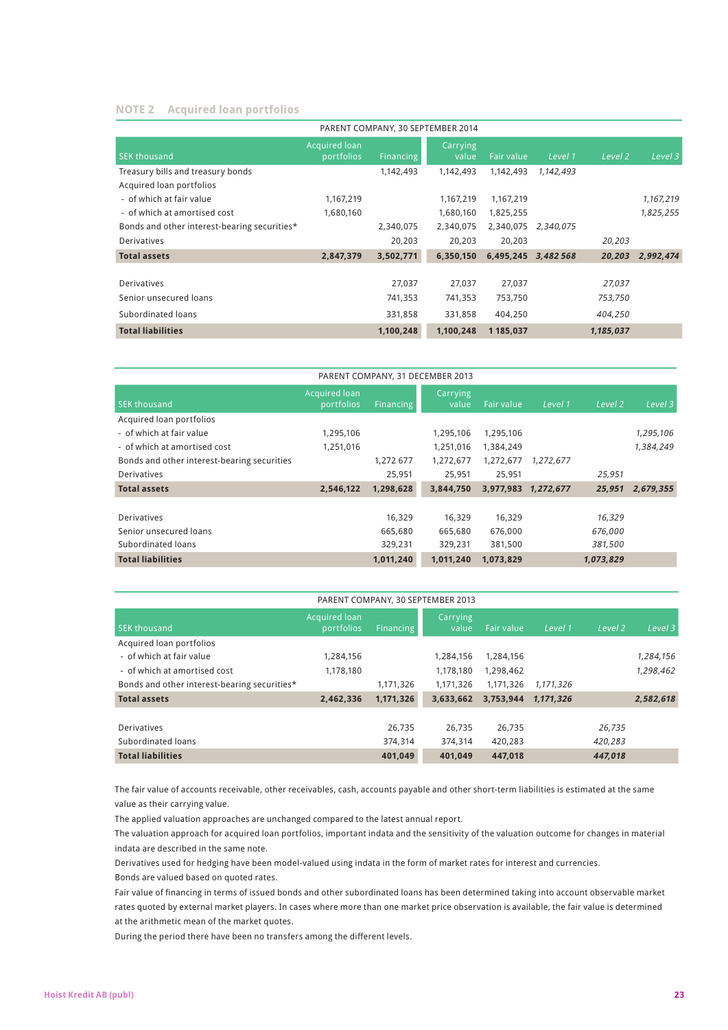## NOTE 2 Acquired loan portfolios

PARENT COMPANY, 30 SEPTEMBER 2014

| SEK thousand | Acquired loan portfolios | Financing | Carrying value | Fair value | Level 1 | Level 2 | Level 3 |
|---|---|---|---|---|---|---|---|
| Treasury bills and treasury bonds | | 1,142,493 | 1,142,493 | 1,142,493 | *1,142,493* | | |
| Acquired loan portfolios | | | | | | | |
| - of which at fair value | 1,167,219 | | 1,167,219 | 1,167,219 | | | *1,167,219* |
| - of which at amortised cost | 1,680,160 | | 1,680,160 | 1,825,255 | | | *1,825,255* |
| Bonds and other interest-bearing securities* | | 2,340,075 | 2,340,075 | 2,340,075 | *2,340,075* | | |
| Derivatives | | 20,203 | 20,203 | 20,203 | | *20,203* | |
| **Total assets** | **2,847,379** | **3,502,771** | **6,350,150** | **6,495,245** | ***3,482 568*** | ***20,203*** | ***2,992,474*** |
| | | | | | | | |
| Derivatives | | 27,037 | 27,037 | 27,037 | | *27,037* | |
| Senior unsecured loans | | 741,353 | 741,353 | 753,750 | | *753,750* | |
| Subordinated loans | | 331,858 | 331,858 | 404,250 | | *404,250* | |
| **Total liabilities** | | **1,100,248** | **1,100,248** | **1 185,037** | | ***1,185,037*** | |

PARENT COMPANY, 31 DECEMBER 2013

| SEK thousand | Acquired loan portfolios | Financing | Carrying value | Fair value | Level 1 | Level 2 | Level 3 |
|---|---|---|---|---|---|---|---|
| Acquired loan portfolios | | | | | | | |
| - of which at fair value | 1,295,106 | | 1,295,106 | 1,295,106 | | | *1,295,106* |
| - of which at amortised cost | 1,251,016 | | 1,251,016 | 1,384,249 | | | *1,384,249* |
| Bonds and other interest-bearing securities | | 1,272 677 | 1,272,677 | 1,272,677 | *1,272,677* | | |
| Derivatives | | 25,951 | 25,951 | 25,951 | | *25,951* | |
| **Total assets** | **2,546,122** | **1,298,628** | **3,844,750** | **3,977,983** | ***1,272,677*** | ***25,951*** | ***2,679,355*** |
| | | | | | | | |
| Derivatives | | 16,329 | 16,329 | 16,329 | | *16,329* | |
| Senior unsecured loans | | 665,680 | 665,680 | 676,000 | | *676,000* | |
| Subordinated loans | | 329,231 | 329,231 | 381,500 | | *381,500* | |
| **Total liabilities** | | **1,011,240** | **1,011,240** | **1,073,829** | | ***1,073,829*** | |

PARENT COMPANY, 30 SEPTEMBER 2013

| SEK thousand | Acquired loan portfolios | Financing | Carrying value | Fair value | Level 1 | Level 2 | Level 3 |
|---|---|---|---|---|---|---|---|
| Acquired loan portfolios | | | | | | | |
| - of which at fair value | 1,284,156 | | 1,284,156 | 1,284,156 | | | *1,284,156* |
| - of which at amortised cost | 1,178,180 | | 1,178,180 | 1,298,462 | | | *1,298,462* |
| Bonds and other interest-bearing securities* | | 1,171,326 | 1,171,326 | 1,171,326 | *1,171,326* | | |
| **Total assets** | **2,462,336** | **1,171,326** | **3,633,662** | **3,753,944** | ***1,171,326*** | | ***2,582,618*** |
| | | | | | | | |
| Derivatives | | 26,735 | 26,735 | 26,735 | | *26,735* | |
| Subordinated loans | | 374,314 | 374,314 | 420,283 | | *420,283* | |
| **Total liabilities** | | **401,049** | **401,049** | **447,018** | | ***447,018*** | |

The fair value of accounts receivable, other receivables, cash, accounts payable and other short-term liabilities is estimated at the same value as their carrying value.

The applied valuation approaches are unchanged compared to the latest annual report.

The valuation approach for acquired loan portfolios, important indata and the sensitivity of the valuation outcome for changes in material indata are described in the same note.

Derivatives used for hedging have been model-valued using indata in the form of market rates for interest and currencies.

Bonds are valued based on quoted rates.

Fair value of financing in terms of issued bonds and other subordinated loans has been determined taking into account observable market rates quoted by external market players. In cases where more than one market price observation is available, the fair value is determined at the arithmetic mean of the market quotes.

During the period there have been no transfers among the different levels.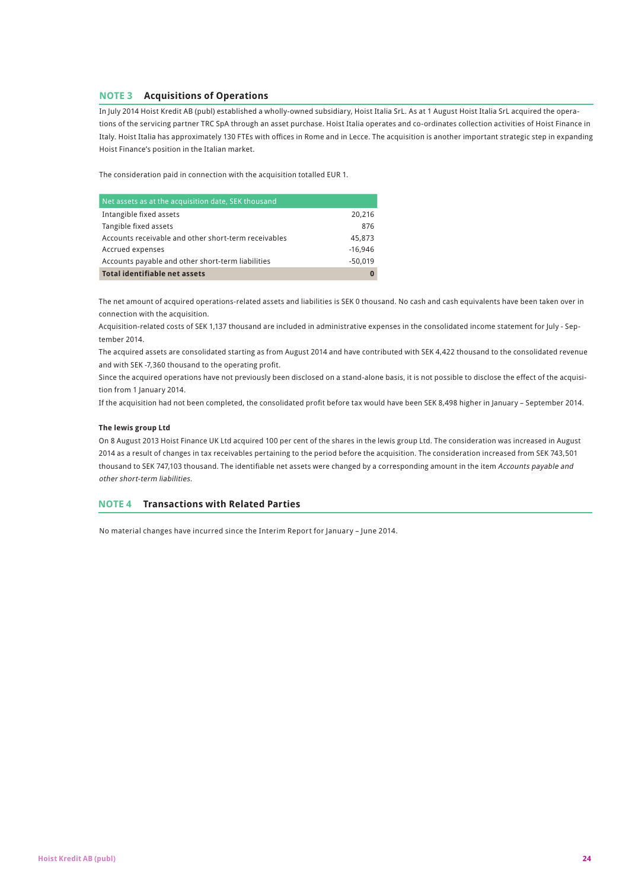## NOTE 3 Acquisitions of Operations

In July 2014 Hoist Kredit AB (publ) established a wholly-owned subsidiary, Hoist Italia SrL. As at 1 August Hoist Italia SrL acquired the operations of the servicing partner TRC SpA through an asset purchase. Hoist Italia operates and co-ordinates collection activities of Hoist Finance in Italy. Hoist Italia has approximately 130 FTEs with offices in Rome and in Lecce. The acquisition is another important strategic step in expanding Hoist Finance's position in the Italian market.

The consideration paid in connection with the acquisition totalled EUR 1.

| Net assets as at the acquisition date, SEK thousand | |
|---|---|
| Intangible fixed assets | 20,216 |
| Tangible fixed assets | 876 |
| Accounts receivable and other short-term receivables | 45,873 |
| Accrued expenses | -16,946 |
| Accounts payable and other short-term liabilities | -50,019 |
| **Total identifiable net assets** | **0** |

The net amount of acquired operations-related assets and liabilities is SEK 0 thousand. No cash and cash equivalents have been taken over in connection with the acquisition.

Acquisition-related costs of SEK 1,137 thousand are included in administrative expenses in the consolidated income statement for July - September 2014.

The acquired assets are consolidated starting as from August 2014 and have contributed with SEK 4,422 thousand to the consolidated revenue and with SEK -7,360 thousand to the operating profit.

Since the acquired operations have not previously been disclosed on a stand-alone basis, it is not possible to disclose the effect of the acquisition from 1 January 2014.

If the acquisition had not been completed, the consolidated profit before tax would have been SEK 8,498 higher in January – September 2014.

**The lewis group Ltd**

On 8 August 2013 Hoist Finance UK Ltd acquired 100 per cent of the shares in the lewis group Ltd. The consideration was increased in August 2014 as a result of changes in tax receivables pertaining to the period before the acquisition. The consideration increased from SEK 743,501 thousand to SEK 747,103 thousand. The identifiable net assets were changed by a corresponding amount in the item *Accounts payable and other short-term liabilities*.

## NOTE 4 Transactions with Related Parties

No material changes have incurred since the Interim Report for January – June 2014.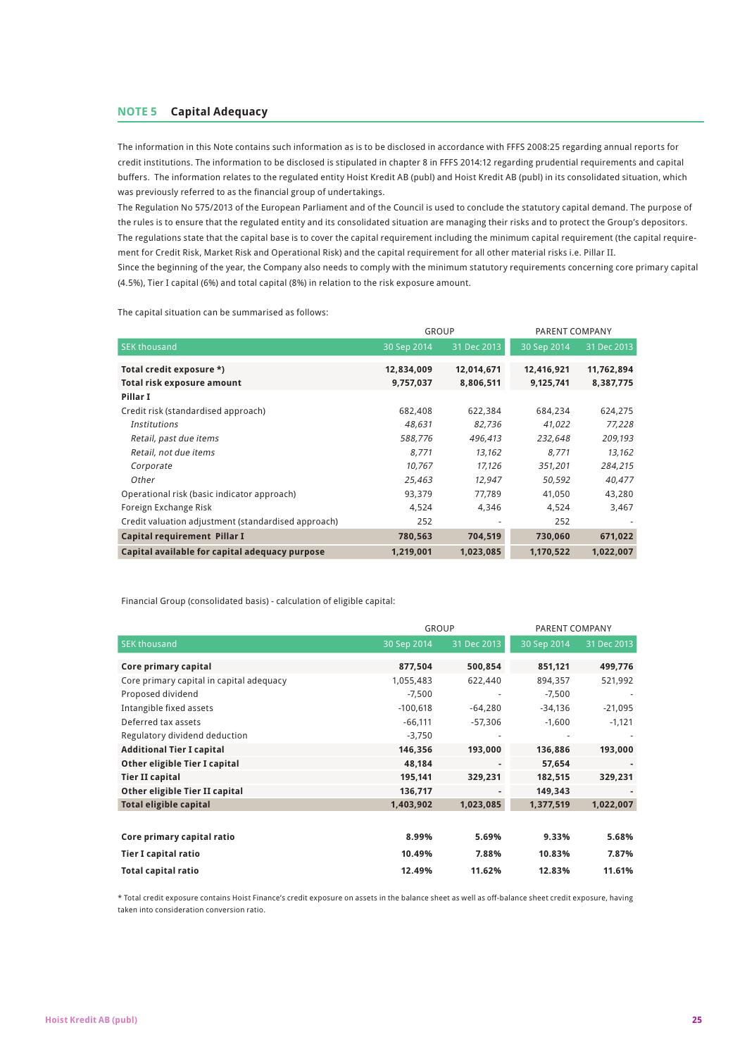## NOTE 5 Capital Adequacy

The information in this Note contains such information as is to be disclosed in accordance with FFFS 2008:25 regarding annual reports for credit institutions. The information to be disclosed is stipulated in chapter 8 in FFFS 2014:12 regarding prudential requirements and capital buffers. The information relates to the regulated entity Hoist Kredit AB (publ) and Hoist Kredit AB (publ) in its consolidated situation, which was previously referred to as the financial group of undertakings.

The Regulation No 575/2013 of the European Parliament and of the Council is used to conclude the statutory capital demand. The purpose of the rules is to ensure that the regulated entity and its consolidated situation are managing their risks and to protect the Group's depositors. The regulations state that the capital base is to cover the capital requirement including the minimum capital requirement (the capital requirement for Credit Risk, Market Risk and Operational Risk) and the capital requirement for all other material risks i.e. Pillar II.

Since the beginning of the year, the Company also needs to comply with the minimum statutory requirements concerning core primary capital (4.5%), Tier I capital (6%) and total capital (8%) in relation to the risk exposure amount.

The capital situation can be summarised as follows:

| | GROUP | | PARENT COMPANY | |
|---|---|---|---|---|
| SEK thousand | 30 Sep 2014 | 31 Dec 2013 | 30 Sep 2014 | 31 Dec 2013 |
| **Total credit exposure *)** | **12,834,009** | **12,014,671** | **12,416,921** | **11,762,894** |
| **Total risk exposure amount** | **9,757,037** | **8,806,511** | **9,125,741** | **8,387,775** |
| **Pillar I** | | | | |
| Credit risk (standardised approach) | 682,408 | 622,384 | 684,234 | 624,275 |
| *Institutions* | *48,631* | *82,736* | *41,022* | *77,228* |
| *Retail, past due items* | *588,776* | *496,413* | *232,648* | *209,193* |
| *Retail, not due items* | *8,771* | *13,162* | *8,771* | *13,162* |
| *Corporate* | *10,767* | *17,126* | *351,201* | *284,215* |
| *Other* | *25,463* | *12,947* | *50,592* | *40,477* |
| Operational risk (basic indicator approach) | 93,379 | 77,789 | 41,050 | 43,280 |
| Foreign Exchange Risk | 4,524 | 4,346 | 4,524 | 3,467 |
| Credit valuation adjustment (standardised approach) | 252 | - | 252 | - |
| **Capital requirement Pillar I** | **780,563** | **704,519** | **730,060** | **671,022** |
| **Capital available for capital adequacy purpose** | **1,219,001** | **1,023,085** | **1,170,522** | **1,022,007** |

Financial Group (consolidated basis) - calculation of eligible capital:

| | GROUP | | PARENT COMPANY | |
|---|---|---|---|---|
| SEK thousand | 30 Sep 2014 | 31 Dec 2013 | 30 Sep 2014 | 31 Dec 2013 |
| **Core primary capital** | **877,504** | **500,854** | **851,121** | **499,776** |
| Core primary capital in capital adequacy | 1,055,483 | 622,440 | 894,357 | 521,992 |
| Proposed dividend | -7,500 | - | -7,500 | - |
| Intangible fixed assets | -100,618 | -64,280 | -34,136 | -21,095 |
| Deferred tax assets | -66,111 | -57,306 | -1,600 | -1,121 |
| Regulatory dividend deduction | -3,750 | - | - | - |
| **Additional Tier I capital** | **146,356** | **193,000** | **136,886** | **193,000** |
| **Other eligible Tier I capital** | **48,184** | **-** | **57,654** | **-** |
| **Tier II capital** | **195,141** | **329,231** | **182,515** | **329,231** |
| **Other eligible Tier II capital** | **136,717** | **-** | **149,343** | **-** |
| **Total eligible capital** | **1,403,902** | **1,023,085** | **1,377,519** | **1,022,007** |
| | | | | |
| **Core primary capital ratio** | **8.99%** | **5.69%** | **9.33%** | **5.68%** |
| **Tier I capital ratio** | **10.49%** | **7.88%** | **10.83%** | **7.87%** |
| **Total capital ratio** | **12.49%** | **11.62%** | **12.83%** | **11.61%** |

* Total credit exposure contains Hoist Finance's credit exposure on assets in the balance sheet as well as off-balance sheet credit exposure, having taken into consideration conversion ratio.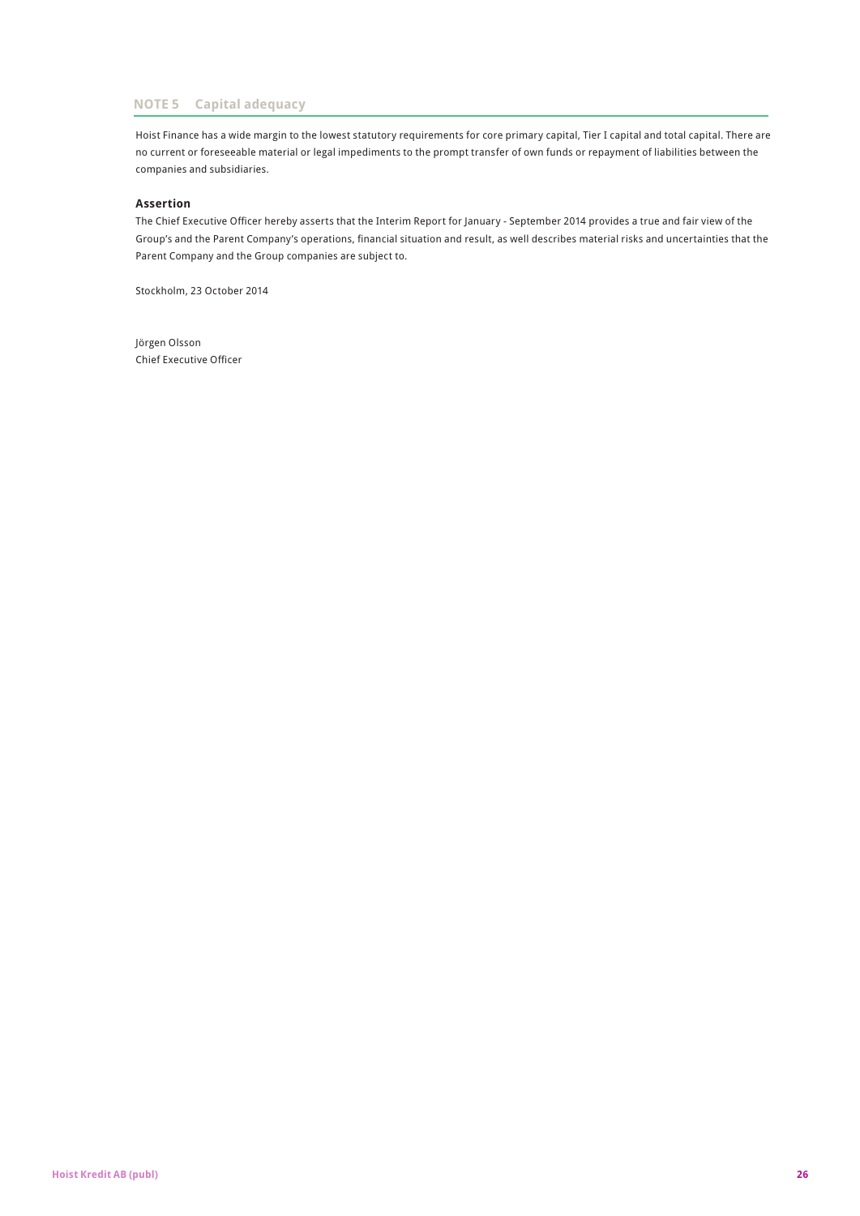## NOTE 5 Capital adequacy

Hoist Finance has a wide margin to the lowest statutory requirements for core primary capital, Tier I capital and total capital. There are no current or foreseeable material or legal impediments to the prompt transfer of own funds or repayment of liabilities between the companies and subsidiaries.

### Assertion

The Chief Executive Officer hereby asserts that the Interim Report for January - September 2014 provides a true and fair view of the Group's and the Parent Company's operations, financial situation and result, as well describes material risks and uncertainties that the Parent Company and the Group companies are subject to.

Stockholm, 23 October 2014

Jörgen Olsson
Chief Executive Officer